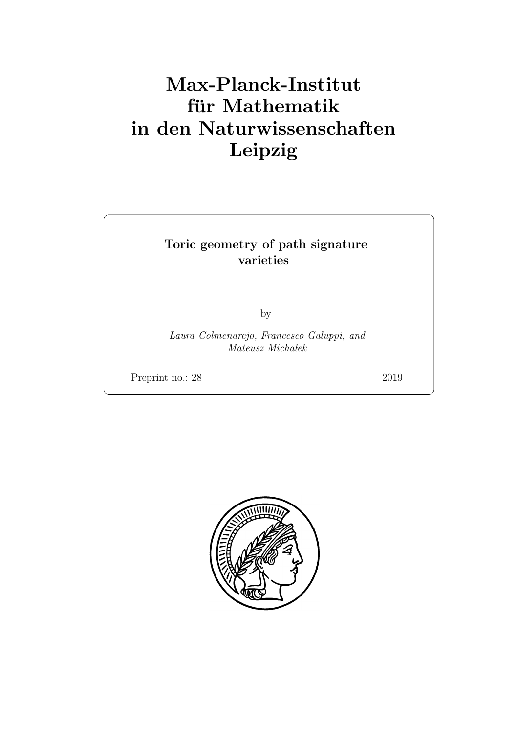# Max-Planck-Institut für Mathematik in den Naturwissenschaften Leipzig

**Toric geometry of path signature varieties**

by

*Laura Colmenarejo, Francesco Galuppi, and Mateusz Michałek*

Preprint no.: 28 2019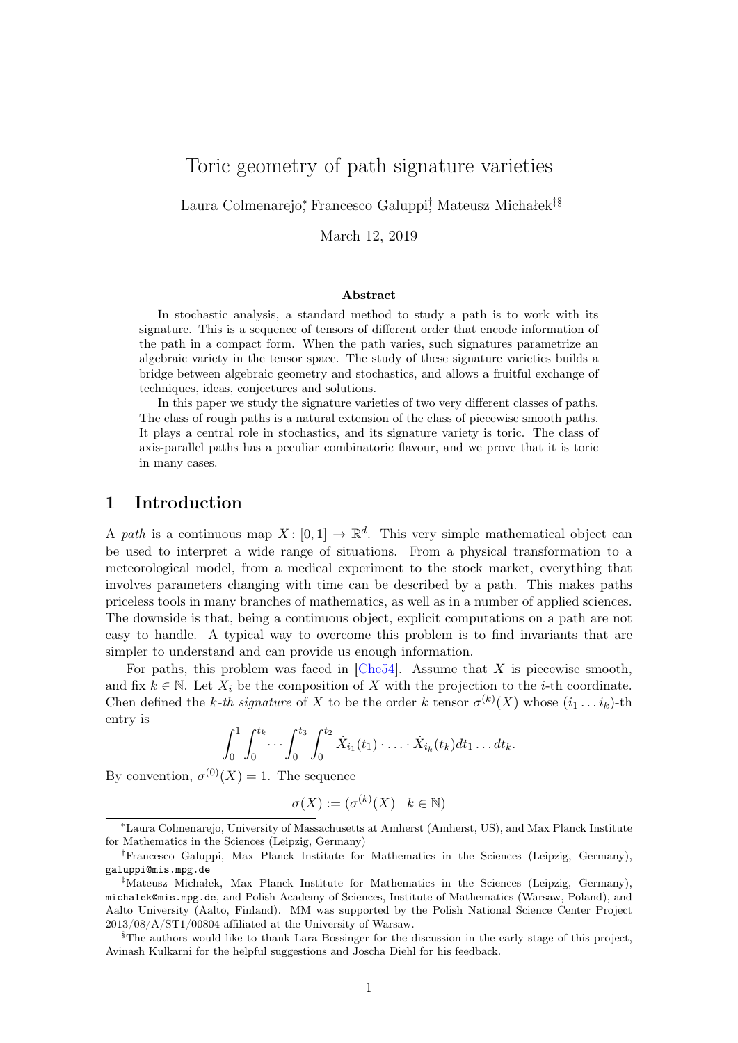# Toric geometry of path signature varieties

Laura Colmenarejo[*], Francesco Galuppi[†], Mateusz Michałek[‡§]

March 12, 2019

### Abstract

In stochastic analysis, a standard method to study a path is to work with its signature. This is a sequence of tensors of different order that encode information of the path in a compact form. When the path varies, such signatures parametrize an algebraic variety in the tensor space. The study of these signature varieties builds a bridge between algebraic geometry and stochastics, and allows a fruitful exchange of techniques, ideas, conjectures and solutions.

In this paper we study the signature varieties of two very different classes of paths. The class of rough paths is a natural extension of the class of piecewise smooth paths. It plays a central role in stochastics, and its signature variety is toric. The class of axis-parallel paths has a peculiar combinatoric flavour, and we prove that it is toric in many cases.

## 1 Introduction

A *path* is a continuous map $X\colon [0,1] \to \mathbb{R}^d$. This very simple mathematical object can be used to interpret a wide range of situations. From a physical transformation to a meteorological model, from a medical experiment to the stock market, everything that involves parameters changing with time can be described by a path. This makes paths priceless tools in many branches of mathematics, as well as in a number of applied sciences. The downside is that, being a continuous object, explicit computations on a path are not easy to handle. A typical way to overcome this problem is to find invariants that are simpler to understand and can provide us enough information.

For paths, this problem was faced in [Che54]. Assume that $X$ is piecewise smooth, and fix $k \in \mathbb{N}$. Let $X_i$ be the composition of $X$ with the projection to the $i$-th coordinate. Chen defined the *k-th signature* of $X$ to be the order $k$ tensor $\sigma^{(k)}(X)$ whose $(i_1 \dots i_k)$-th entry is

$$\int_0^1 \int_0^{t_k} \cdots \int_0^{t_3} \int_0^{t_2} \dot{X}_{i_1}(t_1) \cdot \ldots \cdot \dot{X}_{i_k}(t_k) dt_1 \ldots dt_k.$$

By convention, $\sigma^{(0)}(X) = 1$. The sequence

$$\sigma(X) := (\sigma^{(k)}(X) \mid k \in \mathbb{N})$$

---

[*] Laura Colmenarejo, University of Massachusetts at Amherst (Amherst, US), and Max Planck Institute for Mathematics in the Sciences (Leipzig, Germany)

[†] Francesco Galuppi, Max Planck Institute for Mathematics in the Sciences (Leipzig, Germany), galuppi@mis.mpg.de

[‡] Mateusz Michałek, Max Planck Institute for Mathematics in the Sciences (Leipzig, Germany), michalek@mis.mpg.de, and Polish Academy of Sciences, Institute of Mathematics (Warsaw, Poland), and Aalto University (Aalto, Finland). MM was supported by the Polish National Science Center Project 2013/08/A/ST1/00804 affiliated at the University of Warsaw.

[§] The authors would like to thank Lara Bossinger for the discussion in the early stage of this project, Avinash Kulkarni for the helpful suggestions and Joscha Diehl for his feedback.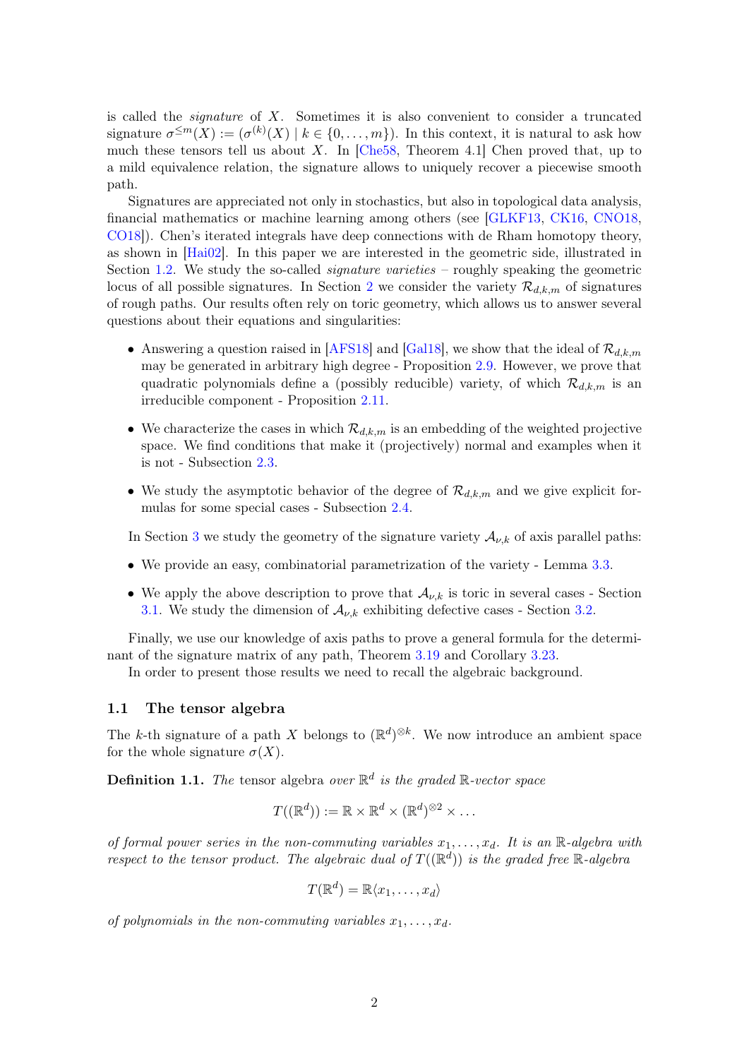is called the *signature* of $X$. Sometimes it is also convenient to consider a truncated signature $\sigma^{\leq m}(X) := (\sigma^{(k)}(X) \mid k \in \{0, \dots, m\})$. In this context, it is natural to ask how much these tensors tell us about $X$. In [Che58, Theorem 4.1] Chen proved that, up to a mild equivalence relation, the signature allows to uniquely recover a piecewise smooth path.

Signatures are appreciated not only in stochastics, but also in topological data analysis, financial mathematics or machine learning among others (see [GLKF13, CK16, CNO18, CO18]). Chen's iterated integrals have deep connections with de Rham homotopy theory, as shown in [Hai02]. In this paper we are interested in the geometric side, illustrated in Section 1.2. We study the so-called *signature varieties* – roughly speaking the geometric locus of all possible signatures. In Section 2 we consider the variety $\mathcal{R}_{d,k,m}$ of signatures of rough paths. Our results often rely on toric geometry, which allows us to answer several questions about their equations and singularities:

- Answering a question raised in [AFS18] and [Gal18], we show that the ideal of $\mathcal{R}_{d,k,m}$ may be generated in arbitrary high degree - Proposition 2.9. However, we prove that quadratic polynomials define a (possibly reducible) variety, of which $\mathcal{R}_{d,k,m}$ is an irreducible component - Proposition 2.11.
- We characterize the cases in which $\mathcal{R}_{d,k,m}$ is an embedding of the weighted projective space. We find conditions that make it (projectively) normal and examples when it is not - Subsection 2.3.
- We study the asymptotic behavior of the degree of $\mathcal{R}_{d,k,m}$ and we give explicit formulas for some special cases - Subsection 2.4.

In Section 3 we study the geometry of the signature variety $\mathcal{A}_{\nu,k}$ of axis parallel paths:

- We provide an easy, combinatorial parametrization of the variety - Lemma 3.3.
- We apply the above description to prove that $\mathcal{A}_{\nu,k}$ is toric in several cases - Section 3.1. We study the dimension of $\mathcal{A}_{\nu,k}$ exhibiting defective cases - Section 3.2.

Finally, we use our knowledge of axis paths to prove a general formula for the determinant of the signature matrix of any path, Theorem 3.19 and Corollary 3.23.

In order to present those results we need to recall the algebraic background.

### 1.1 The tensor algebra

The $k$-th signature of a path $X$ belongs to $(\mathbb{R}^d)^{\otimes k}$. We now introduce an ambient space for the whole signature $\sigma(X)$.

**Definition 1.1.** *The* tensor algebra *over $\mathbb{R}^d$ is the graded $\mathbb{R}$-vector space*

$$T((\mathbb{R}^d)) := \mathbb{R} \times \mathbb{R}^d \times (\mathbb{R}^d)^{\otimes 2} \times \dots$$

*of formal power series in the non-commuting variables $x_1, \dots, x_d$. It is an $\mathbb{R}$-algebra with respect to the tensor product. The algebraic dual of $T((\mathbb{R}^d))$ is the graded free $\mathbb{R}$-algebra*

$$T(\mathbb{R}^d) = \mathbb{R}\langle x_1, \dots, x_d \rangle$$

*of polynomials in the non-commuting variables $x_1, \dots, x_d$.*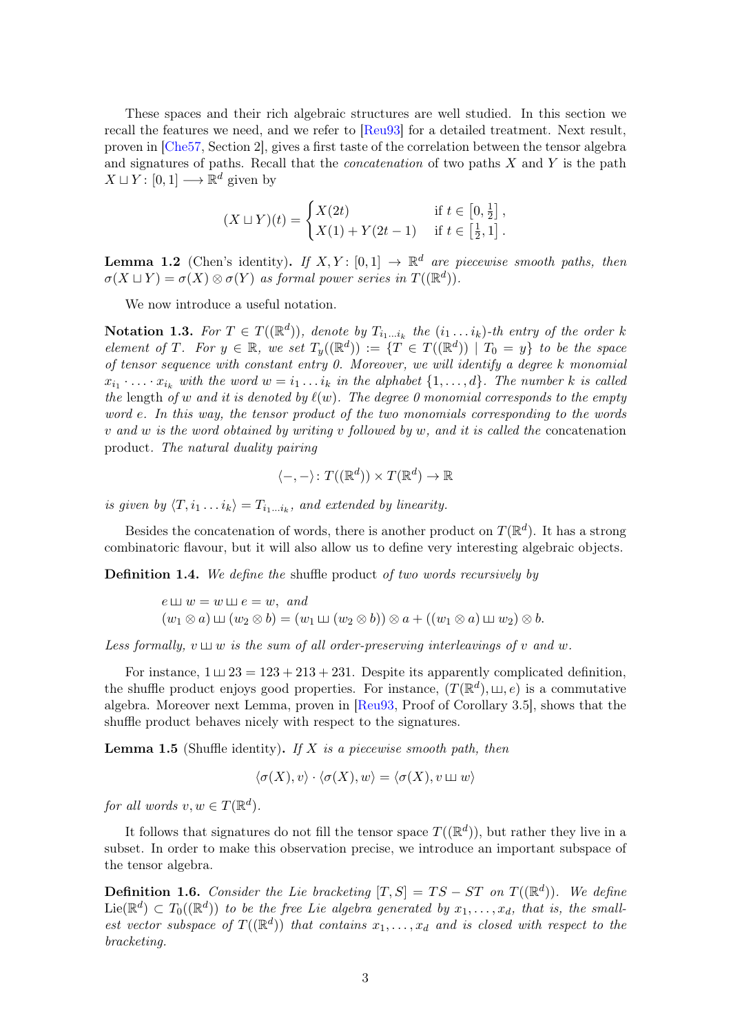These spaces and their rich algebraic structures are well studied. In this section we recall the features we need, and we refer to [Reu93] for a detailed treatment. Next result, proven in [Che57, Section 2], gives a first taste of the correlation between the tensor algebra and signatures of paths. Recall that the *concatenation* of two paths $X$ and $Y$ is the path $X \sqcup Y\colon [0,1] \longrightarrow \mathbb{R}^d$ given by

$$(X \sqcup Y)(t) = \begin{cases} X(2t) & \text{if } t \in \left[0, \frac{1}{2}\right], \\ X(1) + Y(2t-1) & \text{if } t \in \left[\frac{1}{2}, 1\right]. \end{cases}$$

**Lemma 1.2** (Chen's identity)**.** *If $X, Y\colon [0,1] \to \mathbb{R}^d$ are piecewise smooth paths, then $\sigma(X \sqcup Y) = \sigma(X) \otimes \sigma(Y)$ as formal power series in $T((\mathbb{R}^d))$.*

We now introduce a useful notation.

**Notation 1.3.** *For $T \in T((\mathbb{R}^d))$, denote by $T_{i_1 \ldots i_k}$ the $(i_1 \ldots i_k)$-th entry of the order $k$ element of $T$. For $y \in \mathbb{R}$, we set $T_y((\mathbb{R}^d)) := \{T \in T((\mathbb{R}^d)) \mid T_0 = y\}$ to be the space of tensor sequence with constant entry 0. Moreover, we will identify a degree $k$ monomial $x_{i_1} \cdot \ldots \cdot x_{i_k}$ with the word $w = i_1 \ldots i_k$ in the alphabet $\{1, \ldots, d\}$. The number $k$ is called the* length *of $w$ and it is denoted by $\ell(w)$. The degree 0 monomial corresponds to the empty word $e$. In this way, the tensor product of the two monomials corresponding to the words $v$ and $w$ is the word obtained by writing $v$ followed by $w$, and it is called the* concatenation product*. The natural duality pairing*

$$\langle -, - \rangle \colon T((\mathbb{R}^d)) \times T(\mathbb{R}^d) \to \mathbb{R}$$

*is given by $\langle T, i_1 \ldots i_k \rangle = T_{i_1 \ldots i_k}$, and extended by linearity.*

Besides the concatenation of words, there is another product on $T(\mathbb{R}^d)$. It has a strong combinatoric flavour, but it will also allow us to define very interesting algebraic objects.

**Definition 1.4.** *We define the* shuffle product *of two words recursively by*

$$e \sqcup\!\sqcup\, w = w \sqcup\!\sqcup\, e = w, \text{ and}$$
$$(w_1 \otimes a) \sqcup\!\sqcup\, (w_2 \otimes b) = (w_1 \sqcup\!\sqcup\, (w_2 \otimes b)) \otimes a + ((w_1 \otimes a) \sqcup\!\sqcup\, w_2) \otimes b.$$

*Less formally, $v \sqcup\!\sqcup\, w$ is the sum of all order-preserving interleavings of $v$ and $w$.*

For instance, $1 \sqcup\!\sqcup\, 23 = 123 + 213 + 231$. Despite its apparently complicated definition, the shuffle product enjoys good properties. For instance, $(T(\mathbb{R}^d), \sqcup\!\sqcup, e)$ is a commutative algebra. Moreover next Lemma, proven in [Reu93, Proof of Corollary 3.5], shows that the shuffle product behaves nicely with respect to the signatures.

**Lemma 1.5** (Shuffle identity)**.** *If $X$ is a piecewise smooth path, then*

$$\langle \sigma(X), v \rangle \cdot \langle \sigma(X), w \rangle = \langle \sigma(X), v \sqcup\!\sqcup\, w \rangle$$

*for all words $v, w \in T(\mathbb{R}^d)$.*

It follows that signatures do not fill the tensor space $T((\mathbb{R}^d))$, but rather they live in a subset. In order to make this observation precise, we introduce an important subspace of the tensor algebra.

**Definition 1.6.** *Consider the Lie bracketing $[T, S] = TS - ST$ on $T((\mathbb{R}^d))$. We define $\mathrm{Lie}(\mathbb{R}^d) \subset T_0((\mathbb{R}^d))$ to be the free Lie algebra generated by $x_1, \ldots, x_d$, that is, the smallest vector subspace of $T((\mathbb{R}^d))$ that contains $x_1, \ldots, x_d$ and is closed with respect to the bracketing.*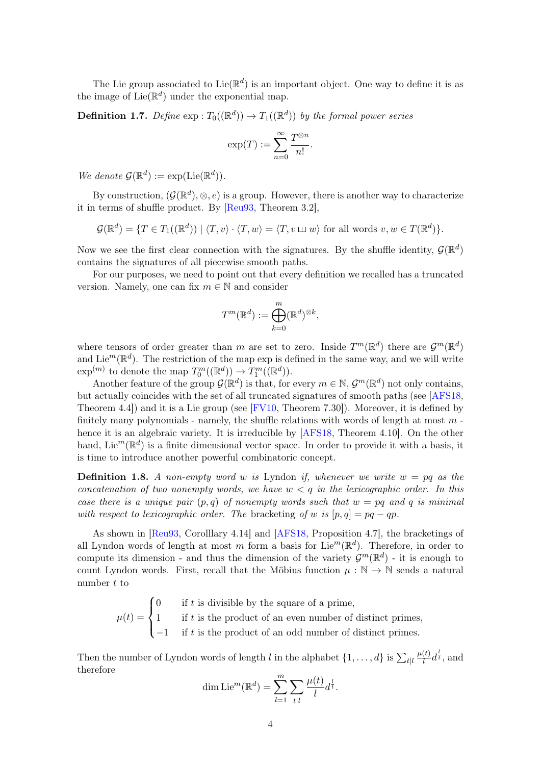The Lie group associated to $\mathrm{Lie}(\mathbb{R}^d)$ is an important object. One way to define it is as the image of $\mathrm{Lie}(\mathbb{R}^d)$ under the exponential map.

**Definition 1.7.** *Define* $\exp : T_0((\mathbb{R}^d)) \to T_1((\mathbb{R}^d))$ *by the formal power series*

$$\exp(T) := \sum_{n=0}^{\infty} \frac{T^{\otimes n}}{n!}.$$

*We denote* $\mathcal{G}(\mathbb{R}^d) := \exp(\mathrm{Lie}(\mathbb{R}^d))$.

By construction, $(\mathcal{G}(\mathbb{R}^d), \otimes, e)$ is a group. However, there is another way to characterize it in terms of shuffle product. By [Reu93, Theorem 3.2],

$$\mathcal{G}(\mathbb{R}^d) = \{T \in T_1((\mathbb{R}^d)) \mid \langle T, v\rangle \cdot \langle T, w\rangle = \langle T, v \sqcup\!\sqcup\, w\rangle \text{ for all words } v, w \in T(\mathbb{R}^d)\}.$$

Now we see the first clear connection with the signatures. By the shuffle identity, $\mathcal{G}(\mathbb{R}^d)$ contains the signatures of all piecewise smooth paths.

For our purposes, we need to point out that every definition we recalled has a truncated version. Namely, one can fix $m \in \mathbb{N}$ and consider

$$T^m(\mathbb{R}^d) := \bigoplus_{k=0}^{m} (\mathbb{R}^d)^{\otimes k},$$

where tensors of order greater than $m$ are set to zero. Inside $T^m(\mathbb{R}^d)$ there are $\mathcal{G}^m(\mathbb{R}^d)$ and $\mathrm{Lie}^m(\mathbb{R}^d)$. The restriction of the map exp is defined in the same way, and we will write $\exp^{(m)}$ to denote the map $T_0^m((\mathbb{R}^d)) \to T_1^m((\mathbb{R}^d))$.

Another feature of the group $\mathcal{G}(\mathbb{R}^d)$ is that, for every $m \in \mathbb{N}$, $\mathcal{G}^m(\mathbb{R}^d)$ not only contains, but actually coincides with the set of all truncated signatures of smooth paths (see [AFS18, Theorem 4.4]) and it is a Lie group (see [FV10, Theorem 7.30]). Moreover, it is defined by finitely many polynomials - namely, the shuffle relations with words of length at most $m$ - hence it is an algebraic variety. It is irreducible by [AFS18, Theorem 4.10]. On the other hand, $\mathrm{Lie}^m(\mathbb{R}^d)$ is a finite dimensional vector space. In order to provide it with a basis, it is time to introduce another powerful combinatoric concept.

**Definition 1.8.** *A non-empty word $w$ is* Lyndon *if, whenever we write $w = pq$ as the concatenation of two nonempty words, we have $w < q$ in the lexicographic order. In this case there is a unique pair $(p, q)$ of nonempty words such that $w = pq$ and $q$ is minimal with respect to lexicographic order. The* bracketing *of $w$ is $[p, q] = pq - qp$.*

As shown in [Reu93, Corolllary 4.14] and [AFS18, Proposition 4.7], the bracketings of all Lyndon words of length at most $m$ form a basis for $\mathrm{Lie}^m(\mathbb{R}^d)$. Therefore, in order to compute its dimension - and thus the dimension of the variety $\mathcal{G}^m(\mathbb{R}^d)$ - it is enough to count Lyndon words. First, recall that the Möbius function $\mu : \mathbb{N} \to \mathbb{N}$ sends a natural number $t$ to

$$\mu(t) = \begin{cases} 0 & \text{if } t \text{ is divisible by the square of a prime,} \\ 1 & \text{if } t \text{ is the product of an even number of distinct primes,} \\ -1 & \text{if } t \text{ is the product of an odd number of distinct primes.} \end{cases}$$

Then the number of Lyndon words of length $l$ in the alphabet $\{1, \ldots, d\}$ is $\sum_{t|l} \frac{\mu(t)}{l} d^{\frac{l}{t}}$, and therefore

$$\dim \mathrm{Lie}^m(\mathbb{R}^d) = \sum_{l=1}^{m} \sum_{t|l} \frac{\mu(t)}{l} d^{\frac{l}{t}}.$$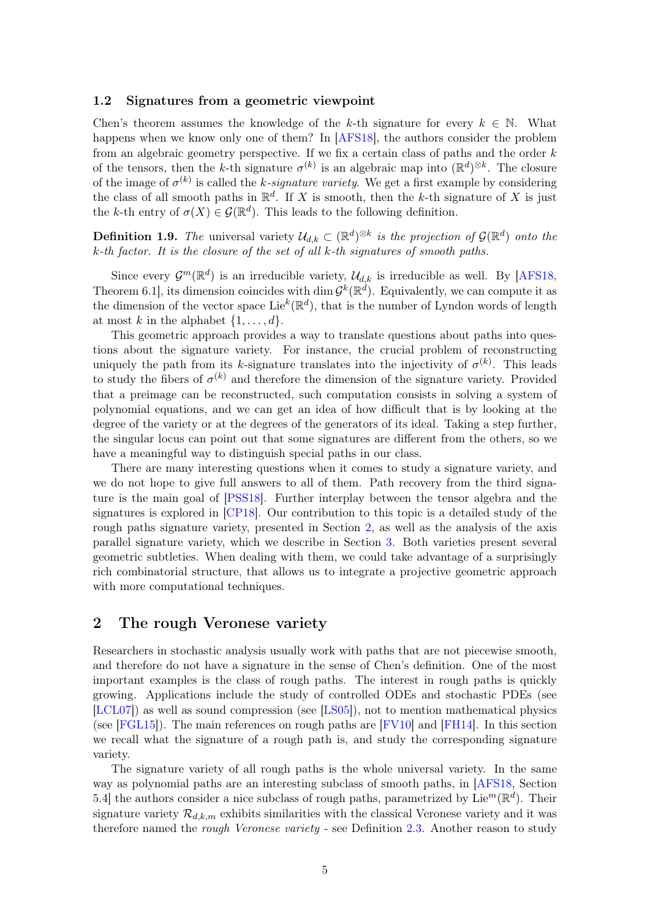### 1.2 Signatures from a geometric viewpoint

Chen's theorem assumes the knowledge of the $k$-th signature for every $k \in \mathbb{N}$. What happens when we know only one of them? In [AFS18], the authors consider the problem from an algebraic geometry perspective. If we fix a certain class of paths and the order $k$ of the tensors, then the $k$-th signature $\sigma^{(k)}$ is an algebraic map into $(\mathbb{R}^d)^{\otimes k}$. The closure of the image of $\sigma^{(k)}$ is called the *$k$-signature variety.* We get a first example by considering the class of all smooth paths in $\mathbb{R}^d$. If $X$ is smooth, then the $k$-th signature of $X$ is just the $k$-th entry of $\sigma(X) \in \mathcal{G}(\mathbb{R}^d)$. This leads to the following definition.

**Definition 1.9.** *The* universal variety $\mathcal{U}_{d,k} \subset (\mathbb{R}^d)^{\otimes k}$ *is the projection of* $\mathcal{G}(\mathbb{R}^d)$ *onto the $k$-th factor. It is the closure of the set of all $k$-th signatures of smooth paths.*

Since every $\mathcal{G}^m(\mathbb{R}^d)$ is an irreducible variety, $\mathcal{U}_{d,k}$ is irreducible as well. By [AFS18, Theorem 6.1], its dimension coincides with $\dim \mathcal{G}^k(\mathbb{R}^d)$. Equivalently, we can compute it as the dimension of the vector space $\mathrm{Lie}^k(\mathbb{R}^d)$, that is the number of Lyndon words of length at most $k$ in the alphabet $\{1, \ldots, d\}$.

This geometric approach provides a way to translate questions about paths into questions about the signature variety. For instance, the crucial problem of reconstructing uniquely the path from its $k$-signature translates into the injectivity of $\sigma^{(k)}$. This leads to study the fibers of $\sigma^{(k)}$ and therefore the dimension of the signature variety. Provided that a preimage can be reconstructed, such computation consists in solving a system of polynomial equations, and we can get an idea of how difficult that is by looking at the degree of the variety or at the degrees of the generators of its ideal. Taking a step further, the singular locus can point out that some signatures are different from the others, so we have a meaningful way to distinguish special paths in our class.

There are many interesting questions when it comes to study a signature variety, and we do not hope to give full answers to all of them. Path recovery from the third signature is the main goal of [PSS18]. Further interplay between the tensor algebra and the signatures is explored in [CP18]. Our contribution to this topic is a detailed study of the rough paths signature variety, presented in Section 2, as well as the analysis of the axis parallel signature variety, which we describe in Section 3. Both varieties present several geometric subtleties. When dealing with them, we could take advantage of a surprisingly rich combinatorial structure, that allows us to integrate a projective geometric approach with more computational techniques.

## 2 The rough Veronese variety

Researchers in stochastic analysis usually work with paths that are not piecewise smooth, and therefore do not have a signature in the sense of Chen's definition. One of the most important examples is the class of rough paths. The interest in rough paths is quickly growing. Applications include the study of controlled ODEs and stochastic PDEs (see [LCL07]) as well as sound compression (see [LS05]), not to mention mathematical physics (see [FGL15]). The main references on rough paths are [FV10] and [FH14]. In this section we recall what the signature of a rough path is, and study the corresponding signature variety.

The signature variety of all rough paths is the whole universal variety. In the same way as polynomial paths are an interesting subclass of smooth paths, in [AFS18, Section 5.4] the authors consider a nice subclass of rough paths, parametrized by $\mathrm{Lie}^m(\mathbb{R}^d)$. Their signature variety $\mathcal{R}_{d,k,m}$ exhibits similarities with the classical Veronese variety and it was therefore named the *rough Veronese variety* - see Definition 2.3. Another reason to study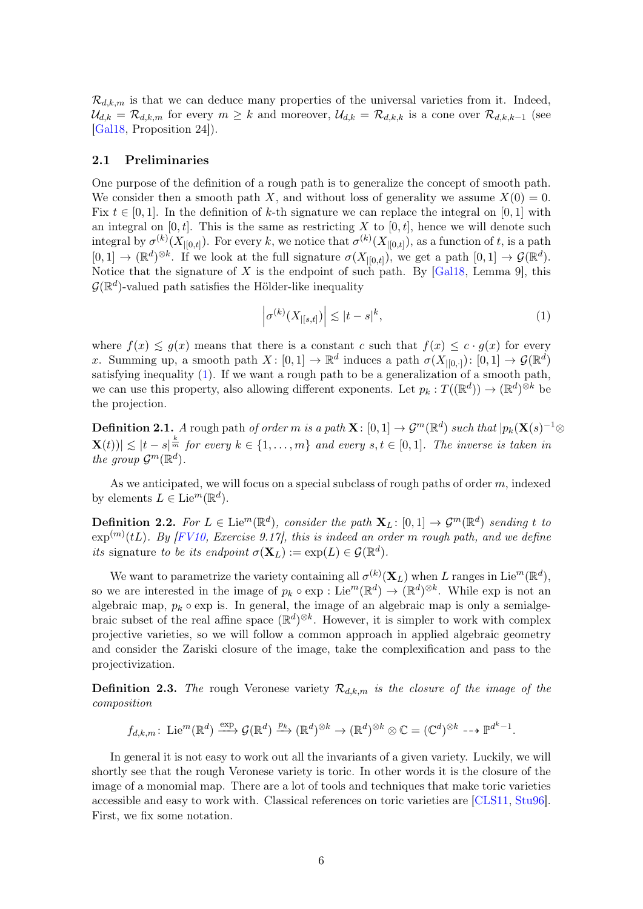$\mathcal{R}_{d,k,m}$ is that we can deduce many properties of the universal varieties from it. Indeed, $\mathcal{U}_{d,k} = \mathcal{R}_{d,k,m}$ for every $m \geq k$ and moreover, $\mathcal{U}_{d,k} = \mathcal{R}_{d,k,k}$ is a cone over $\mathcal{R}_{d,k,k-1}$ (see [Gal18, Proposition 24]).

### 2.1 Preliminaries

One purpose of the definition of a rough path is to generalize the concept of smooth path. We consider then a smooth path $X$, and without loss of generality we assume $X(0) = 0$. Fix $t \in [0,1]$. In the definition of $k$-th signature we can replace the integral on $[0,1]$ with an integral on $[0,t]$. This is the same as restricting $X$ to $[0,t]$, hence we will denote such integral by $\sigma^{(k)}(X_{|[0,t]})$. For every $k$, we notice that $\sigma^{(k)}(X_{|[0,t]})$, as a function of $t$, is a path $[0,1] \to (\mathbb{R}^d)^{\otimes k}$. If we look at the full signature $\sigma(X_{|[0,t]})$, we get a path $[0,1] \to \mathcal{G}(\mathbb{R}^d)$. Notice that the signature of $X$ is the endpoint of such path. By [Gal18, Lemma 9], this $\mathcal{G}(\mathbb{R}^d)$-valued path satisfies the Hölder-like inequality

$$\left|\sigma^{(k)}(X_{|[s,t]})\right| \lesssim |t-s|^k, \tag{1}$$

where $f(x) \lesssim g(x)$ means that there is a constant $c$ such that $f(x) \leq c \cdot g(x)$ for every $x$. Summing up, a smooth path $X : [0,1] \to \mathbb{R}^d$ induces a path $\sigma(X_{|[0,\cdot]}) : [0,1] \to \mathcal{G}(\mathbb{R}^d)$ satisfying inequality (1). If we want a rough path to be a generalization of a smooth path, we can use this property, also allowing different exponents. Let $p_k : T((\mathbb{R}^d)) \to (\mathbb{R}^d)^{\otimes k}$ be the projection.

**Definition 2.1.** *A* rough path *of order $m$ is a path $\mathbf{X} : [0,1] \to \mathcal{G}^m(\mathbb{R}^d)$ such that $|p_k(\mathbf{X}(s)^{-1} \otimes \mathbf{X}(t))| \lesssim |t-s|^{\frac{k}{m}}$ for every $k \in \{1,\dots,m\}$ and every $s,t \in [0,1]$. The inverse is taken in the group $\mathcal{G}^m(\mathbb{R}^d)$.*

As we anticipated, we will focus on a special subclass of rough paths of order $m$, indexed by elements $L \in \mathrm{Lie}^m(\mathbb{R}^d)$.

**Definition 2.2.** *For $L \in \mathrm{Lie}^m(\mathbb{R}^d)$, consider the path $\mathbf{X}_L : [0,1] \to \mathcal{G}^m(\mathbb{R}^d)$ sending $t$ to $\exp^{(m)}(tL)$. By [FV10, Exercise 9.17], this is indeed an order $m$ rough path, and we define its* signature *to be its endpoint $\sigma(\mathbf{X}_L) := \exp(L) \in \mathcal{G}(\mathbb{R}^d)$.*

We want to parametrize the variety containing all $\sigma^{(k)}(\mathbf{X}_L)$ when $L$ ranges in $\mathrm{Lie}^m(\mathbb{R}^d)$, so we are interested in the image of $p_k \circ \exp : \mathrm{Lie}^m(\mathbb{R}^d) \to (\mathbb{R}^d)^{\otimes k}$. While exp is not an algebraic map, $p_k \circ \exp$ is. In general, the image of an algebraic map is only a semialgebraic subset of the real affine space $(\mathbb{R}^d)^{\otimes k}$. However, it is simpler to work with complex projective varieties, so we will follow a common approach in applied algebraic geometry and consider the Zariski closure of the image, take the complexification and pass to the projectivization.

**Definition 2.3.** *The* rough Veronese variety *$\mathcal{R}_{d,k,m}$ is the closure of the image of the composition*

$$f_{d,k,m} : \mathrm{Lie}^m(\mathbb{R}^d) \xrightarrow{\exp} \mathcal{G}(\mathbb{R}^d) \xrightarrow{p_k} (\mathbb{R}^d)^{\otimes k} \to (\mathbb{R}^d)^{\otimes k} \otimes \mathbb{C} = (\mathbb{C}^d)^{\otimes k} \dashrightarrow \mathbb{P}^{d^k-1}.$$

In general it is not easy to work out all the invariants of a given variety. Luckily, we will shortly see that the rough Veronese variety is toric. In other words it is the closure of the image of a monomial map. There are a lot of tools and techniques that make toric varieties accessible and easy to work with. Classical references on toric varieties are [CLS11, Stu96]. First, we fix some notation.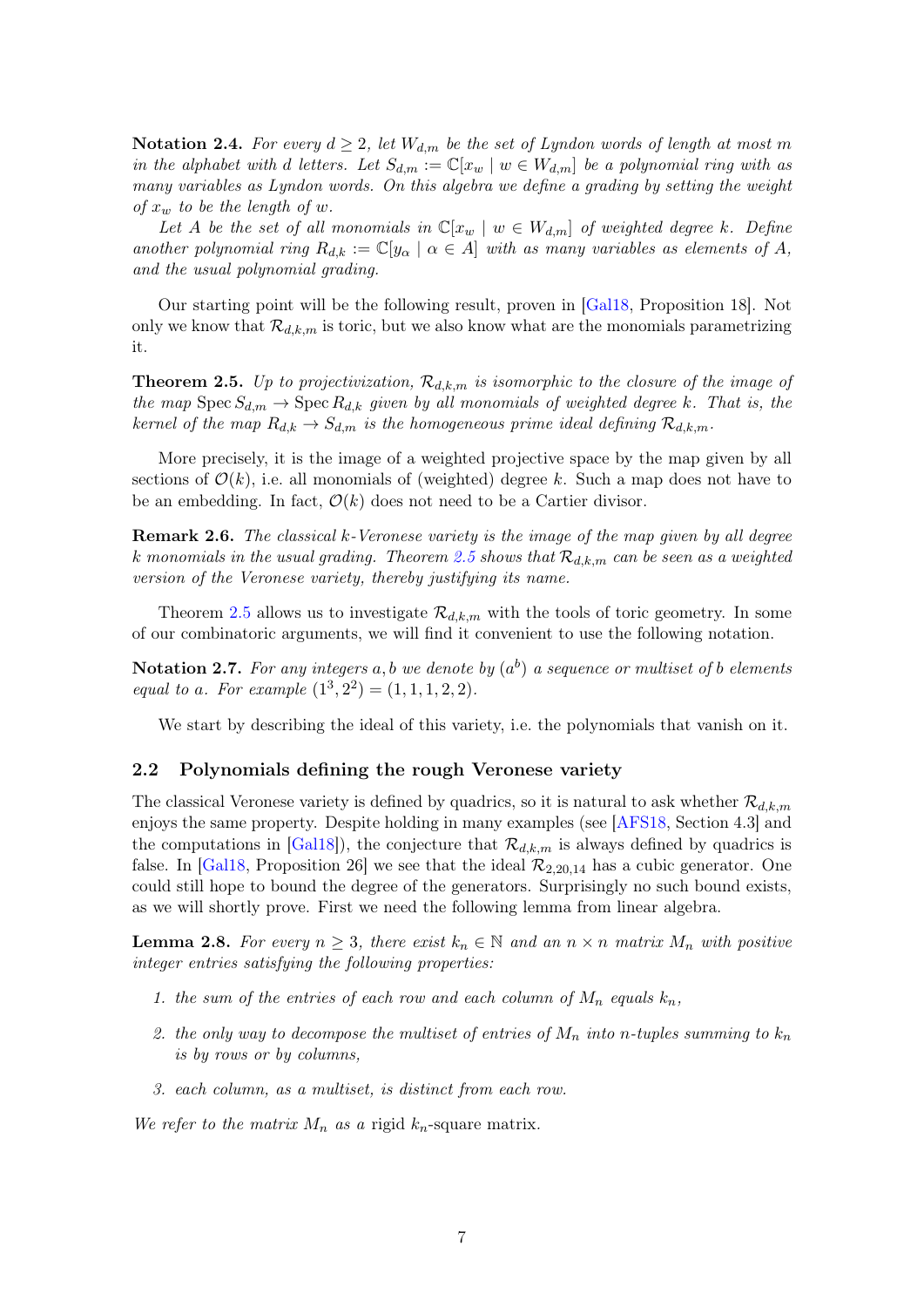**Notation 2.4.** *For every $d \geq 2$, let $W_{d,m}$ be the set of Lyndon words of length at most $m$ in the alphabet with $d$ letters. Let $S_{d,m} := \mathbb{C}[x_w \mid w \in W_{d,m}]$ be a polynomial ring with as many variables as Lyndon words. On this algebra we define a grading by setting the weight of $x_w$ to be the length of $w$.*

*Let $A$ be the set of all monomials in $\mathbb{C}[x_w \mid w \in W_{d,m}]$ of weighted degree $k$. Define another polynomial ring $R_{d,k} := \mathbb{C}[y_\alpha \mid \alpha \in A]$ with as many variables as elements of $A$, and the usual polynomial grading.*

Our starting point will be the following result, proven in [Gal18, Proposition 18]. Not only we know that $\mathcal{R}_{d,k,m}$ is toric, but we also know what are the monomials parametrizing it.

**Theorem 2.5.** *Up to projectivization, $\mathcal{R}_{d,k,m}$ is isomorphic to the closure of the image of the map $\operatorname{Spec} S_{d,m} \to \operatorname{Spec} R_{d,k}$ given by all monomials of weighted degree $k$. That is, the kernel of the map $R_{d,k} \to S_{d,m}$ is the homogeneous prime ideal defining $\mathcal{R}_{d,k,m}$.*

More precisely, it is the image of a weighted projective space by the map given by all sections of $\mathcal{O}(k)$, i.e. all monomials of (weighted) degree $k$. Such a map does not have to be an embedding. In fact, $\mathcal{O}(k)$ does not need to be a Cartier divisor.

**Remark 2.6.** *The classical $k$-Veronese variety is the image of the map given by all degree $k$ monomials in the usual grading. Theorem 2.5 shows that $\mathcal{R}_{d,k,m}$ can be seen as a weighted version of the Veronese variety, thereby justifying its name.*

Theorem 2.5 allows us to investigate $\mathcal{R}_{d,k,m}$ with the tools of toric geometry. In some of our combinatoric arguments, we will find it convenient to use the following notation.

**Notation 2.7.** *For any integers $a, b$ we denote by $(a^b)$ a sequence or multiset of $b$ elements equal to $a$. For example $(1^3, 2^2) = (1, 1, 1, 2, 2)$.*

We start by describing the ideal of this variety, i.e. the polynomials that vanish on it.

## 2.2 Polynomials defining the rough Veronese variety

The classical Veronese variety is defined by quadrics, so it is natural to ask whether $\mathcal{R}_{d,k,m}$ enjoys the same property. Despite holding in many examples (see [AFS18, Section 4.3] and the computations in [Gal18]), the conjecture that $\mathcal{R}_{d,k,m}$ is always defined by quadrics is false. In [Gal18, Proposition 26] we see that the ideal $\mathcal{R}_{2,20,14}$ has a cubic generator. One could still hope to bound the degree of the generators. Surprisingly no such bound exists, as we will shortly prove. First we need the following lemma from linear algebra.

**Lemma 2.8.** *For every $n \geq 3$, there exist $k_n \in \mathbb{N}$ and an $n \times n$ matrix $M_n$ with positive integer entries satisfying the following properties:*

1. *the sum of the entries of each row and each column of $M_n$ equals $k_n$,*
2. *the only way to decompose the multiset of entries of $M_n$ into $n$-tuples summing to $k_n$ is by rows or by columns,*
3. *each column, as a multiset, is distinct from each row.*

*We refer to the matrix $M_n$ as a* rigid *$k_n$-square matrix.*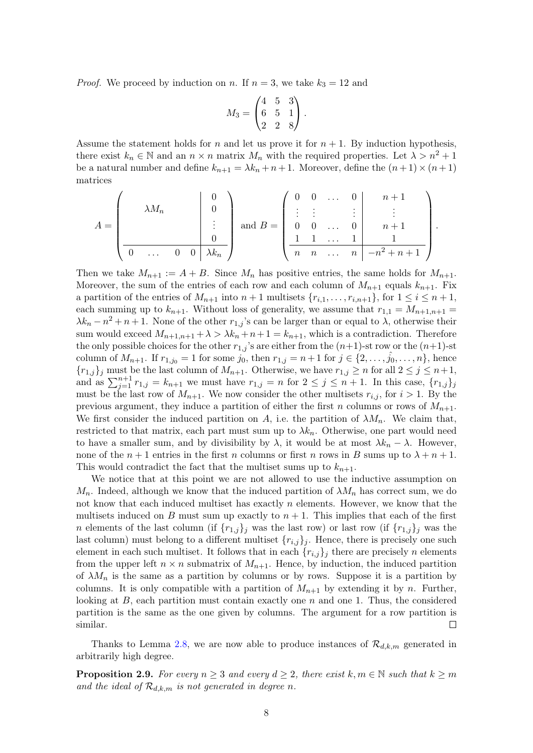*Proof.* We proceed by induction on $n$. If $n = 3$, we take $k_3 = 12$ and

$$M_3 = \begin{pmatrix} 4 & 5 & 3 \\ 6 & 5 & 1 \\ 2 & 2 & 8 \end{pmatrix}.$$

Assume the statement holds for $n$ and let us prove it for $n + 1$. By induction hypothesis, there exist $k_n \in \mathbb{N}$ and an $n \times n$ matrix $M_n$ with the required properties. Let $\lambda > n^2 + 1$ be a natural number and define $k_{n+1} = \lambda k_n + n + 1$. Moreover, define the $(n+1) \times (n+1)$ matrices

$$A = \left(\begin{array}{cccc|c} & & & & 0 \\ & \lambda M_n & & & 0 \\ & & & & \vdots \\ & & & & 0 \\ \hline 0 & \dots & 0 & 0 & \lambda k_n \end{array}\right) \text{ and } B = \left(\begin{array}{cccc|c} 0 & 0 & \dots & 0 & n+1 \\ \vdots & \vdots & & \vdots & \vdots \\ 0 & 0 & \dots & 0 & n+1 \\ 1 & 1 & \dots & 1 & 1 \\ \hline n & n & \dots & n & -n^2+n+1 \end{array}\right).$$

Then we take $M_{n+1} := A + B$. Since $M_n$ has positive entries, the same holds for $M_{n+1}$. Moreover, the sum of the entries of each row and each column of $M_{n+1}$ equals $k_{n+1}$. Fix a partition of the entries of $M_{n+1}$ into $n+1$ multisets $\{r_{i,1}, \dots, r_{i,n+1}\}$, for $1 \le i \le n+1$, each summing up to $k_{n+1}$. Without loss of generality, we assume that $r_{1,1} = M_{n+1,n+1} = \lambda k_n - n^2 + n + 1$. None of the other $r_{1,j}$'s can be larger than or equal to $\lambda$, otherwise their sum would exceed $M_{n+1,n+1} + \lambda > \lambda k_n + n + 1 = k_{n+1}$, which is a contradiction. Therefore the only possible choices for the other $r_{1,j}$'s are either from the $(n+1)$-st row or the $(n+1)$-st column of $M_{n+1}$. If $r_{1,j_0} = 1$ for some $j_0$, then $r_{1,j} = n+1$ for $j \in \{2, \dots, \hat{j_0}, \dots, n\}$, hence $\{r_{1,j}\}_j$ must be the last column of $M_{n+1}$. Otherwise, we have $r_{1,j} \ge n$ for all $2 \le j \le n+1$, and as $\sum_{j=1}^{n+1} r_{1,j} = k_{n+1}$ we must have $r_{1,j} = n$ for $2 \le j \le n+1$. In this case, $\{r_{1,j}\}_j$ must be the last row of $M_{n+1}$. We now consider the other multisets $r_{i,j}$, for $i > 1$. By the previous argument, they induce a partition of either the first $n$ columns or rows of $M_{n+1}$. We first consider the induced partition on $A$, i.e. the partition of $\lambda M_n$. We claim that, restricted to that matrix, each part must sum up to $\lambda k_n$. Otherwise, one part would need to have a smaller sum, and by divisibility by $\lambda$, it would be at most $\lambda k_n - \lambda$. However, none of the $n+1$ entries in the first $n$ columns or first $n$ rows in $B$ sums up to $\lambda + n + 1$. This would contradict the fact that the multiset sums up to $k_{n+1}$.

We notice that at this point we are not allowed to use the inductive assumption on $M_n$. Indeed, although we know that the induced partition of $\lambda M_n$ has correct sum, we do not know that each induced multiset has exactly $n$ elements. However, we know that the multisets induced on $B$ must sum up exactly to $n+1$. This implies that each of the first $n$ elements of the last column (if $\{r_{1,j}\}_j$ was the last row) or last row (if $\{r_{1,j}\}_j$ was the last column) must belong to a different multiset $\{r_{i,j}\}_j$. Hence, there is precisely one such element in each such multiset. It follows that in each $\{r_{i,j}\}_j$ there are precisely $n$ elements from the upper left $n \times n$ submatrix of $M_{n+1}$. Hence, by induction, the induced partition of $\lambda M_n$ is the same as a partition by columns or by rows. Suppose it is a partition by columns. It is only compatible with a partition of $M_{n+1}$ by extending it by $n$. Further, looking at $B$, each partition must contain exactly one $n$ and one $1$. Thus, the considered partition is the same as the one given by columns. The argument for a row partition is similar. $\square$

Thanks to Lemma 2.8, we are now able to produce instances of $\mathcal{R}_{d,k,m}$ generated in arbitrarily high degree.

**Proposition 2.9.** *For every $n \ge 3$ and every $d \ge 2$, there exist $k, m \in \mathbb{N}$ such that $k \ge m$ and the ideal of $\mathcal{R}_{d,k,m}$ is not generated in degree $n$.*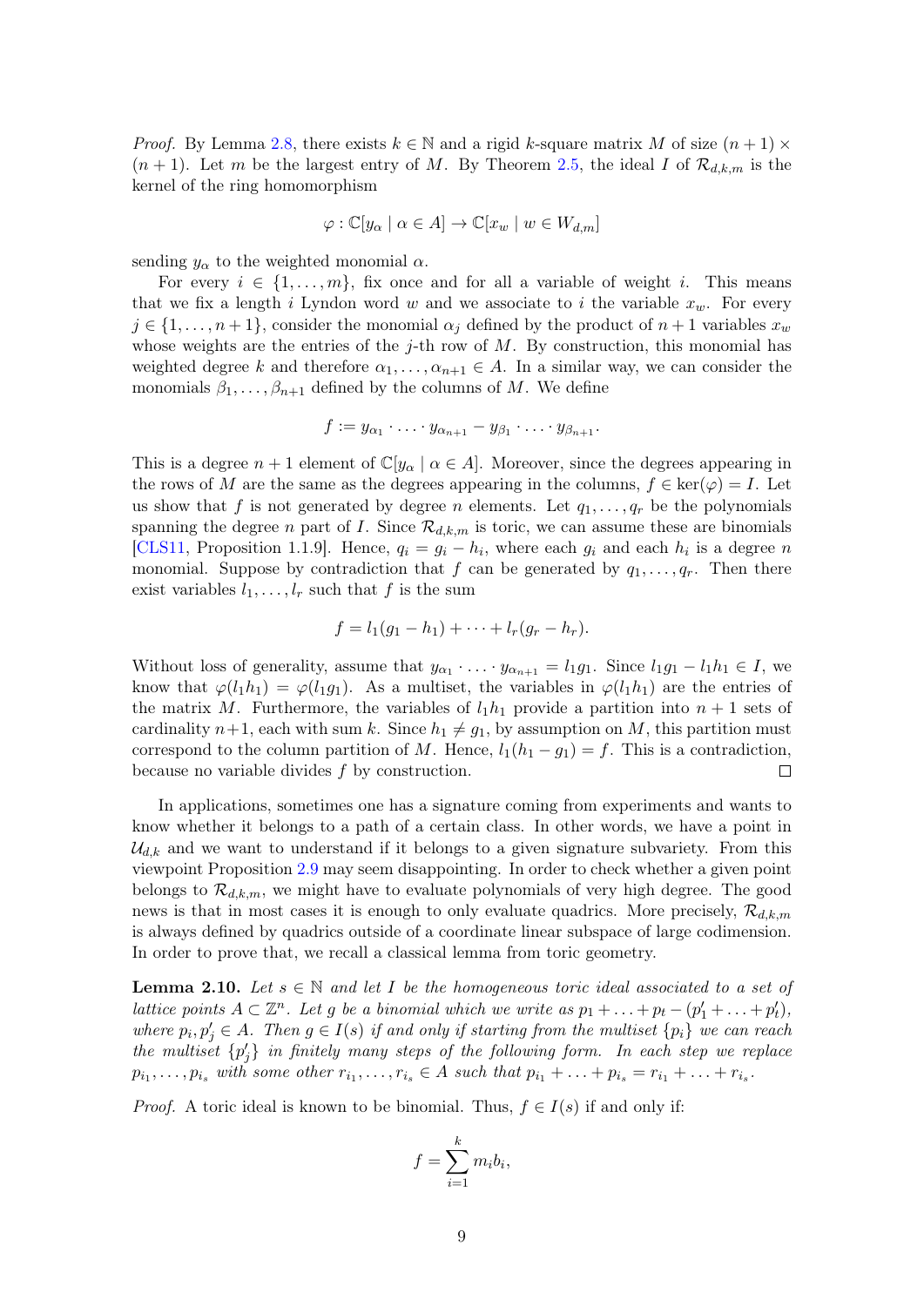*Proof.* By Lemma 2.8, there exists $k \in \mathbb{N}$ and a rigid $k$-square matrix $M$ of size $(n+1) \times (n+1)$. Let $m$ be the largest entry of $M$. By Theorem 2.5, the ideal $I$ of $\mathcal{R}_{d,k,m}$ is the kernel of the ring homomorphism

$$\varphi : \mathbb{C}[y_\alpha \mid \alpha \in A] \to \mathbb{C}[x_w \mid w \in W_{d,m}]$$

sending $y_\alpha$ to the weighted monomial $\alpha$.

For every $i \in \{1, \dots, m\}$, fix once and for all a variable of weight $i$. This means that we fix a length $i$ Lyndon word $w$ and we associate to $i$ the variable $x_w$. For every $j \in \{1, \dots, n+1\}$, consider the monomial $\alpha_j$ defined by the product of $n+1$ variables $x_w$ whose weights are the entries of the $j$-th row of $M$. By construction, this monomial has weighted degree $k$ and therefore $\alpha_1, \dots, \alpha_{n+1} \in A$. In a similar way, we can consider the monomials $\beta_1, \dots, \beta_{n+1}$ defined by the columns of $M$. We define

$$f := y_{\alpha_1} \cdot \ldots \cdot y_{\alpha_{n+1}} - y_{\beta_1} \cdot \ldots \cdot y_{\beta_{n+1}}.$$

This is a degree $n+1$ element of $\mathbb{C}[y_\alpha \mid \alpha \in A]$. Moreover, since the degrees appearing in the rows of $M$ are the same as the degrees appearing in the columns, $f \in \ker(\varphi) = I$. Let us show that $f$ is not generated by degree $n$ elements. Let $q_1, \dots, q_r$ be the polynomials spanning the degree $n$ part of $I$. Since $\mathcal{R}_{d,k,m}$ is toric, we can assume these are binomials [CLS11, Proposition 1.1.9]. Hence, $q_i = g_i - h_i$, where each $g_i$ and each $h_i$ is a degree $n$ monomial. Suppose by contradiction that $f$ can be generated by $q_1, \dots, q_r$. Then there exist variables $l_1, \dots, l_r$ such that $f$ is the sum

$$f = l_1(g_1 - h_1) + \dots + l_r(g_r - h_r).$$

Without loss of generality, assume that $y_{\alpha_1} \cdot \ldots \cdot y_{\alpha_{n+1}} = l_1 g_1$. Since $l_1 g_1 - l_1 h_1 \in I$, we know that $\varphi(l_1 h_1) = \varphi(l_1 g_1)$. As a multiset, the variables in $\varphi(l_1 h_1)$ are the entries of the matrix $M$. Furthermore, the variables of $l_1 h_1$ provide a partition into $n+1$ sets of cardinality $n+1$, each with sum $k$. Since $h_1 \neq g_1$, by assumption on $M$, this partition must correspond to the column partition of $M$. Hence, $l_1(h_1 - g_1) = f$. This is a contradiction, because no variable divides $f$ by construction. $\square$

In applications, sometimes one has a signature coming from experiments and wants to know whether it belongs to a path of a certain class. In other words, we have a point in $\mathcal{U}_{d,k}$ and we want to understand if it belongs to a given signature subvariety. From this viewpoint Proposition 2.9 may seem disappointing. In order to check whether a given point belongs to $\mathcal{R}_{d,k,m}$, we might have to evaluate polynomials of very high degree. The good news is that in most cases it is enough to only evaluate quadrics. More precisely, $\mathcal{R}_{d,k,m}$ is always defined by quadrics outside of a coordinate linear subspace of large codimension. In order to prove that, we recall a classical lemma from toric geometry.

**Lemma 2.10.** *Let $s \in \mathbb{N}$ and let $I$ be the homogeneous toric ideal associated to a set of lattice points $A \subset \mathbb{Z}^n$. Let $g$ be a binomial which we write as $p_1 + \ldots + p_t - (p'_1 + \ldots + p'_t)$, where $p_i, p'_j \in A$. Then $g \in I(s)$ if and only if starting from the multiset $\{p_i\}$ we can reach the multiset $\{p'_j\}$ in finitely many steps of the following form. In each step we replace $p_{i_1}, \dots, p_{i_s}$ with some other $r_{i_1}, \dots, r_{i_s} \in A$ such that $p_{i_1} + \ldots + p_{i_s} = r_{i_1} + \ldots + r_{i_s}$.*

*Proof.* A toric ideal is known to be binomial. Thus, $f \in I(s)$ if and only if:

$$f = \sum_{i=1}^{k} m_i b_i,$$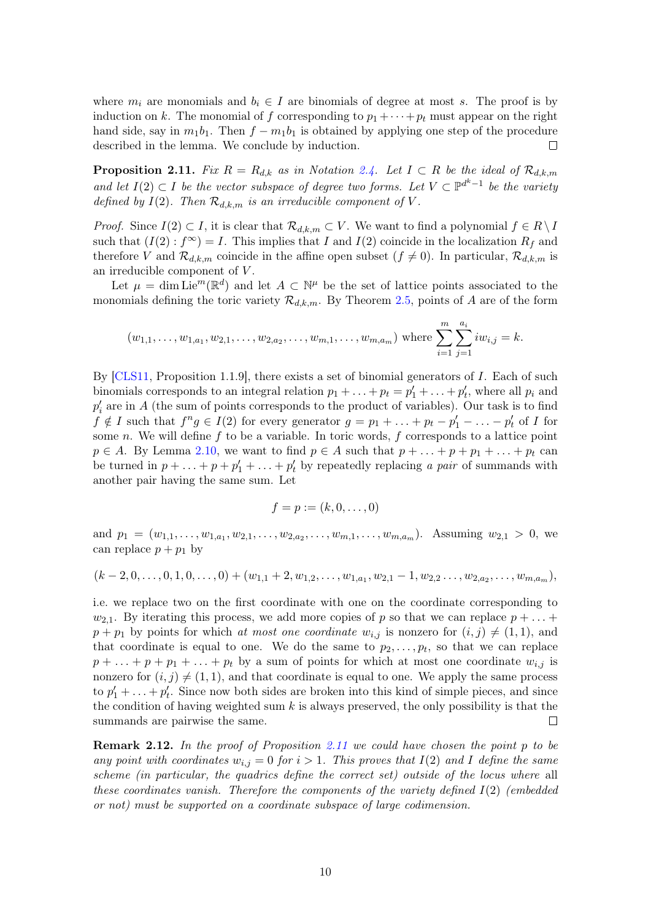where $m_i$ are monomials and $b_i \in I$ are binomials of degree at most $s$. The proof is by induction on $k$. The monomial of $f$ corresponding to $p_1 + \cdots + p_t$ must appear on the right hand side, say in $m_1 b_1$. Then $f - m_1 b_1$ is obtained by applying one step of the procedure described in the lemma. We conclude by induction. □

**Proposition 2.11.** *Fix $R = R_{d,k}$ as in Notation 2.4. Let $I \subset R$ be the ideal of $\mathcal{R}_{d,k,m}$ and let $I(2) \subset I$ be the vector subspace of degree two forms. Let $V \subset \mathbb{P}^{d^k-1}$ be the variety defined by $I(2)$. Then $\mathcal{R}_{d,k,m}$ is an irreducible component of $V$.*

*Proof.* Since $I(2) \subset I$, it is clear that $\mathcal{R}_{d,k,m} \subset V$. We want to find a polynomial $f \in R \setminus I$ such that $(I(2) : f^\infty) = I$. This implies that $I$ and $I(2)$ coincide in the localization $R_f$ and therefore $V$ and $\mathcal{R}_{d,k,m}$ coincide in the affine open subset $(f \neq 0)$. In particular, $\mathcal{R}_{d,k,m}$ is an irreducible component of $V$.

Let $\mu = \dim \mathrm{Lie}^m(\mathbb{R}^d)$ and let $A \subset \mathbb{N}^\mu$ be the set of lattice points associated to the monomials defining the toric variety $\mathcal{R}_{d,k,m}$. By Theorem 2.5, points of $A$ are of the form

$$(w_{1,1}, \ldots, w_{1,a_1}, w_{2,1}, \ldots, w_{2,a_2}, \ldots, w_{m,1}, \ldots, w_{m,a_m}) \text{ where } \sum_{i=1}^{m} \sum_{j=1}^{a_i} i w_{i,j} = k.$$

By [CLS11, Proposition 1.1.9], there exists a set of binomial generators of $I$. Each of such binomials corresponds to an integral relation $p_1 + \ldots + p_t = p_1' + \ldots + p_t'$, where all $p_i$ and $p_i'$ are in $A$ (the sum of points corresponds to the product of variables). Our task is to find $f \notin I$ such that $f^n g \in I(2)$ for every generator $g = p_1 + \ldots + p_t - p_1' - \ldots - p_t'$ of $I$ for some $n$. We will define $f$ to be a variable. In toric words, $f$ corresponds to a lattice point $p \in A$. By Lemma 2.10, we want to find $p \in A$ such that $p + \ldots + p + p_1 + \ldots + p_t$ can be turned in $p + \ldots + p + p_1' + \ldots + p_t'$ by repeatedly replacing *a pair* of summands with another pair having the same sum. Let

$$f = p := (k, 0, \ldots, 0)$$

and $p_1 = (w_{1,1}, \ldots, w_{1,a_1}, w_{2,1}, \ldots, w_{2,a_2}, \ldots, w_{m,1}, \ldots, w_{m,a_m})$. Assuming $w_{2,1} > 0$, we can replace $p + p_1$ by

$$(k-2, 0, \ldots, 0, 1, 0, \ldots, 0) + (w_{1,1} + 2, w_{1,2}, \ldots, w_{1,a_1}, w_{2,1} - 1, w_{2,2} \ldots, w_{2,a_2}, \ldots, w_{m,a_m}),$$

i.e. we replace two on the first coordinate with one on the coordinate corresponding to $w_{2,1}$. By iterating this process, we add more copies of $p$ so that we can replace $p + \ldots + p + p_1$ by points for which *at most one coordinate* $w_{i,j}$ is nonzero for $(i,j) \neq (1,1)$, and that coordinate is equal to one. We do the same to $p_2, \ldots, p_t$, so that we can replace $p + \ldots + p + p_1 + \ldots + p_t$ by a sum of points for which at most one coordinate $w_{i,j}$ is nonzero for $(i,j) \neq (1,1)$, and that coordinate is equal to one. We apply the same process to $p_1' + \ldots + p_t'$. Since now both sides are broken into this kind of simple pieces, and since the condition of having weighted sum $k$ is always preserved, the only possibility is that the summands are pairwise the same. □

**Remark 2.12.** *In the proof of Proposition 2.11 we could have chosen the point $p$ to be any point with coordinates $w_{i,j} = 0$ for $i > 1$. This proves that $I(2)$ and $I$ define the same scheme (in particular, the quadrics define the correct set) outside of the locus where* all *these coordinates vanish. Therefore the components of the variety defined $I(2)$ (embedded or not) must be supported on a coordinate subspace of large codimension.*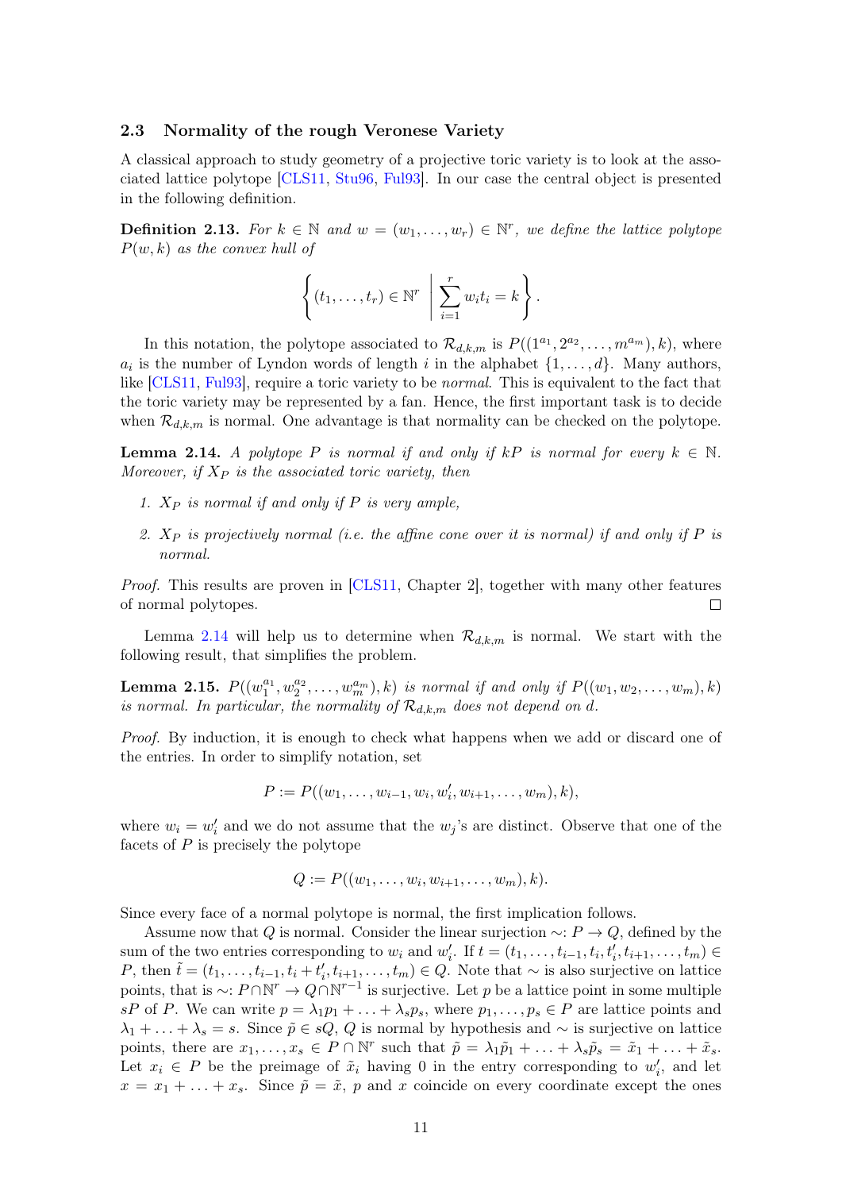### 2.3 Normality of the rough Veronese Variety

A classical approach to study geometry of a projective toric variety is to look at the associated lattice polytope [CLS11, Stu96, Ful93]. In our case the central object is presented in the following definition.

**Definition 2.13.** *For $k \in \mathbb{N}$ and $w = (w_1, \ldots, w_r) \in \mathbb{N}^r$, we define the lattice polytope $P(w,k)$ as the convex hull of*

$$\left\{ (t_1, \ldots, t_r) \in \mathbb{N}^r \;\middle|\; \sum_{i=1}^{r} w_i t_i = k \right\}.$$

In this notation, the polytope associated to $\mathcal{R}_{d,k,m}$ is $P((1^{a_1}, 2^{a_2}, \ldots, m^{a_m}), k)$, where $a_i$ is the number of Lyndon words of length $i$ in the alphabet $\{1, \ldots, d\}$. Many authors, like [CLS11, Ful93], require a toric variety to be *normal*. This is equivalent to the fact that the toric variety may be represented by a fan. Hence, the first important task is to decide when $\mathcal{R}_{d,k,m}$ is normal. One advantage is that normality can be checked on the polytope.

**Lemma 2.14.** *A polytope $P$ is normal if and only if $kP$ is normal for every $k \in \mathbb{N}$. Moreover, if $X_P$ is the associated toric variety, then*

1. *$X_P$ is normal if and only if $P$ is very ample,*
2. *$X_P$ is projectively normal (i.e. the affine cone over it is normal) if and only if $P$ is normal.*

*Proof.* This results are proven in [CLS11, Chapter 2], together with many other features of normal polytopes. □

Lemma 2.14 will help us to determine when $\mathcal{R}_{d,k,m}$ is normal. We start with the following result, that simplifies the problem.

**Lemma 2.15.** *$P((w_1^{a_1}, w_2^{a_2}, \ldots, w_m^{a_m}), k)$ is normal if and only if $P((w_1, w_2, \ldots, w_m), k)$ is normal. In particular, the normality of $\mathcal{R}_{d,k,m}$ does not depend on $d$.*

*Proof.* By induction, it is enough to check what happens when we add or discard one of the entries. In order to simplify notation, set

$$P := P((w_1, \ldots, w_{i-1}, w_i, w_i', w_{i+1}, \ldots, w_m), k),$$

where $w_i = w_i'$ and we do not assume that the $w_j$'s are distinct. Observe that one of the facets of $P$ is precisely the polytope

$$Q := P((w_1, \ldots, w_i, w_{i+1}, \ldots, w_m), k).$$

Since every face of a normal polytope is normal, the first implication follows.

Assume now that $Q$ is normal. Consider the linear surjection $\sim: P \to Q$, defined by the sum of the two entries corresponding to $w_i$ and $w_i'$. If $t = (t_1, \ldots, t_{i-1}, t_i, t_i', t_{i+1}, \ldots, t_m) \in P$, then $\tilde{t} = (t_1, \ldots, t_{i-1}, t_i + t_i', t_{i+1}, \ldots, t_m) \in Q$. Note that $\sim$ is also surjective on lattice points, that is $\sim: P \cap \mathbb{N}^r \to Q \cap \mathbb{N}^{r-1}$ is surjective. Let $p$ be a lattice point in some multiple $sP$ of $P$. We can write $p = \lambda_1 p_1 + \ldots + \lambda_s p_s$, where $p_1, \ldots, p_s \in P$ are lattice points and $\lambda_1 + \ldots + \lambda_s = s$. Since $\tilde{p} \in sQ$, $Q$ is normal by hypothesis and $\sim$ is surjective on lattice points, there are $x_1, \ldots, x_s \in P \cap \mathbb{N}^r$ such that $\tilde{p} = \lambda_1 \tilde{p}_1 + \ldots + \lambda_s \tilde{p}_s = \tilde{x}_1 + \ldots + \tilde{x}_s$. Let $x_i \in P$ be the preimage of $\tilde{x}_i$ having 0 in the entry corresponding to $w_i'$, and let $x = x_1 + \ldots + x_s$. Since $\tilde{p} = \tilde{x}$, $p$ and $x$ coincide on every coordinate except the ones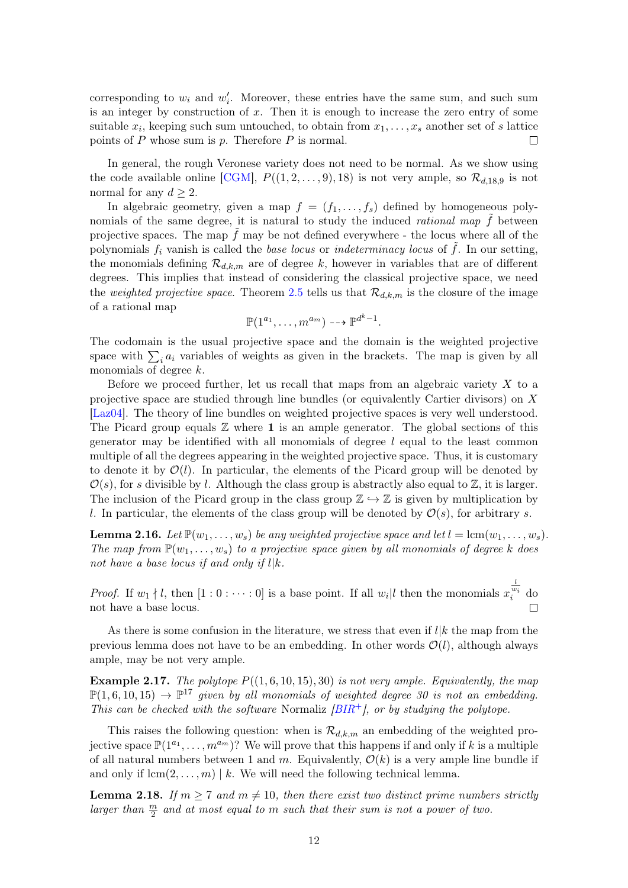corresponding to $w_i$ and $w'_i$. Moreover, these entries have the same sum, and such sum is an integer by construction of $x$. Then it is enough to increase the zero entry of some suitable $x_i$, keeping such sum untouched, to obtain from $x_1, \dots, x_s$ another set of $s$ lattice points of $P$ whose sum is $p$. Therefore $P$ is normal. □

In general, the rough Veronese variety does not need to be normal. As we show using the code available online [CGM], $P((1, 2, \dots, 9), 18)$ is not very ample, so $\mathcal{R}_{d,18,9}$ is not normal for any $d \geq 2$.

In algebraic geometry, given a map $f = (f_1, \dots, f_s)$ defined by homogeneous polynomials of the same degree, it is natural to study the induced *rational map* $\tilde{f}$ between projective spaces. The map $\tilde{f}$ may be not defined everywhere - the locus where all of the polynomials $f_i$ vanish is called the *base locus* or *indeterminacy locus* of $\tilde{f}$. In our setting, the monomials defining $\mathcal{R}_{d,k,m}$ are of degree $k$, however in variables that are of different degrees. This implies that instead of considering the classical projective space, we need the *weighted projective space*. Theorem 2.5 tells us that $\mathcal{R}_{d,k,m}$ is the closure of the image of a rational map

$$\mathbb{P}(1^{a_1}, \dots, m^{a_m}) \dashrightarrow \mathbb{P}^{d^k-1}.$$

The codomain is the usual projective space and the domain is the weighted projective space with $\sum_i a_i$ variables of weights as given in the brackets. The map is given by all monomials of degree $k$.

Before we proceed further, let us recall that maps from an algebraic variety $X$ to a projective space are studied through line bundles (or equivalently Cartier divisors) on $X$ [Laz04]. The theory of line bundles on weighted projective spaces is very well understood. The Picard group equals $\mathbb{Z}$ where $\mathbf{1}$ is an ample generator. The global sections of this generator may be identified with all monomials of degree $l$ equal to the least common multiple of all the degrees appearing in the weighted projective space. Thus, it is customary to denote it by $\mathcal{O}(l)$. In particular, the elements of the Picard group will be denoted by $\mathcal{O}(s)$, for $s$ divisible by $l$. Although the class group is abstractly also equal to $\mathbb{Z}$, it is larger. The inclusion of the Picard group in the class group $\mathbb{Z} \hookrightarrow \mathbb{Z}$ is given by multiplication by $l$. In particular, the elements of the class group will be denoted by $\mathcal{O}(s)$, for arbitrary $s$.

**Lemma 2.16.** *Let $\mathbb{P}(w_1, \dots, w_s)$ be any weighted projective space and let $l = \operatorname{lcm}(w_1, \dots, w_s)$. The map from $\mathbb{P}(w_1, \dots, w_s)$ to a projective space given by all monomials of degree $k$ does not have a base locus if and only if $l|k$.*

*Proof.* If $w_1 \nmid l$, then $[1 : 0 : \dots : 0]$ is a base point. If all $w_i | l$ then the monomials $x_i^{\frac{l}{w_i}}$ do not have a base locus. □

As there is some confusion in the literature, we stress that even if $l|k$ the map from the previous lemma does not have to be an embedding. In other words $\mathcal{O}(l)$, although always ample, may be not very ample.

**Example 2.17.** *The polytope $P((1, 6, 10, 15), 30)$ is not very ample. Equivalently, the map $\mathbb{P}(1, 6, 10, 15) \to \mathbb{P}^{17}$ given by all monomials of weighted degree 30 is not an embedding. This can be checked with the software* Normaliz *[BIR+], or by studying the polytope.*

This raises the following question: when is $\mathcal{R}_{d,k,m}$ an embedding of the weighted projective space $\mathbb{P}(1^{a_1}, \dots, m^{a_m})$? We will prove that this happens if and only if $k$ is a multiple of all natural numbers between 1 and $m$. Equivalently, $\mathcal{O}(k)$ is a very ample line bundle if and only if $\operatorname{lcm}(2, \dots, m) \mid k$. We will need the following technical lemma.

**Lemma 2.18.** *If $m \geq 7$ and $m \neq 10$, then there exist two distinct prime numbers strictly larger than $\frac{m}{2}$ and at most equal to $m$ such that their sum is not a power of two.*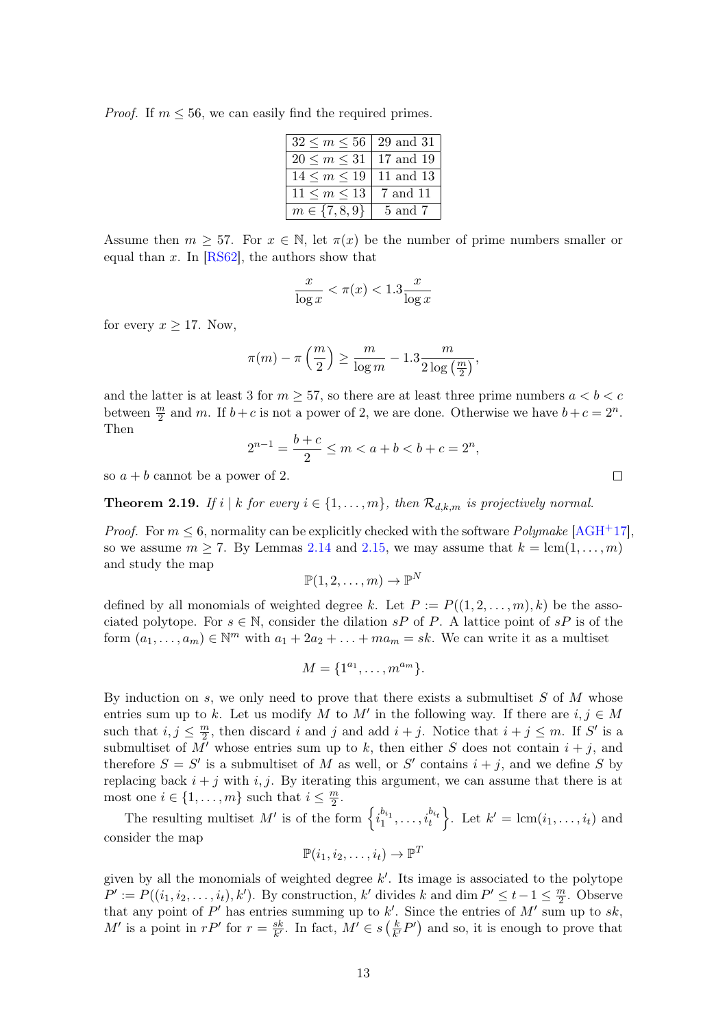*Proof.* If $m \leq 56$, we can easily find the required primes.

| $32 \leq m \leq 56$ | 29 and 31 |
|---|---|
| $20 \leq m \leq 31$ | 17 and 19 |
| $14 \leq m \leq 19$ | 11 and 13 |
| $11 \leq m \leq 13$ | 7 and 11 |
| $m \in \{7, 8, 9\}$ | 5 and 7 |

Assume then $m \geq 57$. For $x \in \mathbb{N}$, let $\pi(x)$ be the number of prime numbers smaller or equal than $x$. In [RS62], the authors show that

$$\frac{x}{\log x} < \pi(x) < 1.3 \frac{x}{\log x}$$

for every $x \geq 17$. Now,

$$\pi(m) - \pi\left(\frac{m}{2}\right) \geq \frac{m}{\log m} - 1.3 \frac{m}{2 \log\left(\frac{m}{2}\right)},$$

and the latter is at least 3 for $m \geq 57$, so there are at least three prime numbers $a < b < c$ between $\frac{m}{2}$ and $m$. If $b + c$ is not a power of 2, we are done. Otherwise we have $b + c = 2^n$. Then

$$2^{n-1} = \frac{b+c}{2} \leq m < a + b < b + c = 2^n,$$

so $a + b$ cannot be a power of 2. $\square$

**Theorem 2.19.** *If $i \mid k$ for every $i \in \{1, \ldots, m\}$, then $\mathcal{R}_{d,k,m}$ is projectively normal.*

*Proof.* For $m \leq 6$, normality can be explicitly checked with the software *Polymake* [AGH+17], so we assume $m \geq 7$. By Lemmas 2.14 and 2.15, we may assume that $k = \operatorname{lcm}(1, \ldots, m)$ and study the map

$$\mathbb{P}(1, 2, \ldots, m) \to \mathbb{P}^N$$

defined by all monomials of weighted degree $k$. Let $P := P((1, 2, \ldots, m), k)$ be the associated polytope. For $s \in \mathbb{N}$, consider the dilation $sP$ of $P$. A lattice point of $sP$ is of the form $(a_1, \ldots, a_m) \in \mathbb{N}^m$ with $a_1 + 2a_2 + \ldots + ma_m = sk$. We can write it as a multiset

$$M = \{1^{a_1}, \ldots, m^{a_m}\}.$$

By induction on $s$, we only need to prove that there exists a submultiset $S$ of $M$ whose entries sum up to $k$. Let us modify $M$ to $M'$ in the following way. If there are $i, j \in M$ such that $i, j \leq \frac{m}{2}$, then discard $i$ and $j$ and add $i + j$. Notice that $i + j \leq m$. If $S'$ is a submultiset of $M'$ whose entries sum up to $k$, then either $S$ does not contain $i + j$, and therefore $S = S'$ is a submultiset of $M$ as well, or $S'$ contains $i + j$, and we define $S$ by replacing back $i + j$ with $i, j$. By iterating this argument, we can assume that there is at most one $i \in \{1, \ldots, m\}$ such that $i \leq \frac{m}{2}$.

The resulting multiset $M'$ is of the form $\left\{i_1^{b_{i_1}}, \ldots, i_t^{b_{i_t}}\right\}$. Let $k' = \operatorname{lcm}(i_1, \ldots, i_t)$ and consider the map

$$\mathbb{P}(i_1, i_2, \ldots, i_t) \to \mathbb{P}^T$$

given by all the monomials of weighted degree $k'$. Its image is associated to the polytope $P' := P((i_1, i_2, \ldots, i_t), k')$. By construction, $k'$ divides $k$ and $\dim P' \leq t - 1 \leq \frac{m}{2}$. Observe that any point of $P'$ has entries summing up to $k'$. Since the entries of $M'$ sum up to $sk$, $M'$ is a point in $rP'$ for $r = \frac{sk}{k'}$. In fact, $M' \in s\left(\frac{k}{k'}P'\right)$ and so, it is enough to prove that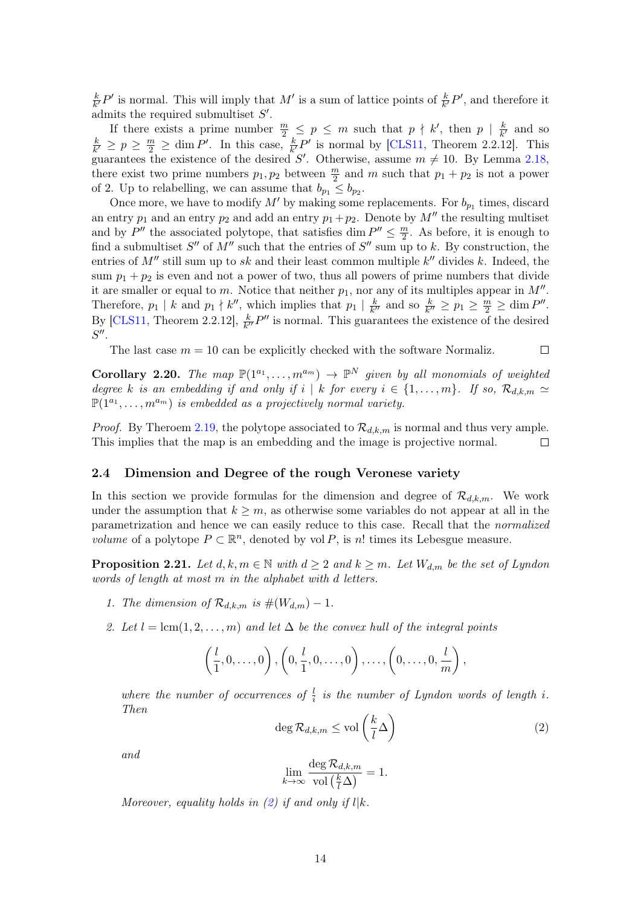$\frac{k}{k'}P'$ is normal. This will imply that $M'$ is a sum of lattice points of $\frac{k}{k'}P'$, and therefore it admits the required submultiset $S'$.

If there exists a prime number $\frac{m}{2} \leq p \leq m$ such that $p \nmid k'$, then $p \mid \frac{k}{k'}$ and so $\frac{k}{k'} \geq p \geq \frac{m}{2} \geq \dim P'$. In this case, $\frac{k}{k'}P'$ is normal by [CLS11, Theorem 2.2.12]. This guarantees the existence of the desired $S'$. Otherwise, assume $m \neq 10$. By Lemma 2.18, there exist two prime numbers $p_1, p_2$ between $\frac{m}{2}$ and $m$ such that $p_1 + p_2$ is not a power of 2. Up to relabelling, we can assume that $b_{p_1} \leq b_{p_2}$.

Once more, we have to modify $M'$ by making some replacements. For $b_{p_1}$ times, discard an entry $p_1$ and an entry $p_2$ and add an entry $p_1+p_2$. Denote by $M''$ the resulting multiset and by $P''$ the associated polytope, that satisfies $\dim P'' \leq \frac{m}{2}$. As before, it is enough to find a submultiset $S''$ of $M''$ such that the entries of $S''$ sum up to $k$. By construction, the entries of $M''$ still sum up to $sk$ and their least common multiple $k''$ divides $k$. Indeed, the sum $p_1 + p_2$ is even and not a power of two, thus all powers of prime numbers that divide it are smaller or equal to $m$. Notice that neither $p_1$, nor any of its multiples appear in $M''$. Therefore, $p_1 \mid k$ and $p_1 \nmid k''$, which implies that $p_1 \mid \frac{k}{k''}$ and so $\frac{k}{k''} \geq p_1 \geq \frac{m}{2} \geq \dim P''$. By [CLS11, Theorem 2.2.12], $\frac{k}{k''}P''$ is normal. This guarantees the existence of the desired $S''$.

The last case $m = 10$ can be explicitly checked with the software Normaliz. ◻

**Corollary 2.20.** *The map $\mathbb{P}(1^{a_1}, \ldots, m^{a_m}) \to \mathbb{P}^N$ given by all monomials of weighted degree $k$ is an embedding if and only if $i \mid k$ for every $i \in \{1, \ldots, m\}$. If so, $\mathcal{R}_{d,k,m} \simeq \mathbb{P}(1^{a_1}, \ldots, m^{a_m})$ is embedded as a projectively normal variety.*

*Proof.* By Theroem 2.19, the polytope associated to $\mathcal{R}_{d,k,m}$ is normal and thus very ample. This implies that the map is an embedding and the image is projective normal. ◻

## 2.4 Dimension and Degree of the rough Veronese variety

In this section we provide formulas for the dimension and degree of $\mathcal{R}_{d,k,m}$. We work under the assumption that $k \geq m$, as otherwise some variables do not appear at all in the parametrization and hence we can easily reduce to this case. Recall that the *normalized volume* of a polytope $P \subset \mathbb{R}^n$, denoted by $\operatorname{vol} P$, is $n!$ times its Lebesgue measure.

**Proposition 2.21.** *Let $d, k, m \in \mathbb{N}$ with $d \geq 2$ and $k \geq m$. Let $W_{d,m}$ be the set of Lyndon words of length at most $m$ in the alphabet with $d$ letters.*

1. *The dimension of $\mathcal{R}_{d,k,m}$ is $\#(W_{d,m}) - 1$.*
2. *Let $l = \operatorname{lcm}(1, 2, \ldots, m)$ and let $\Delta$ be the convex hull of the integral points*

$$\left(\frac{l}{1}, 0, \ldots, 0\right), \left(0, \frac{l}{1}, 0, \ldots, 0\right), \ldots, \left(0, \ldots, 0, \frac{l}{m}\right),$$

*where the number of occurrences of $\frac{l}{i}$ is the number of Lyndon words of length $i$. Then*

$$\deg \mathcal{R}_{d,k,m} \leq \operatorname{vol}\left(\frac{k}{l}\Delta\right) \tag{2}$$

*and*

$$\lim_{k \to \infty} \frac{\deg \mathcal{R}_{d,k,m}}{\operatorname{vol}\left(\frac{k}{l}\Delta\right)} = 1.$$

*Moreover, equality holds in (2) if and only if $l|k$.*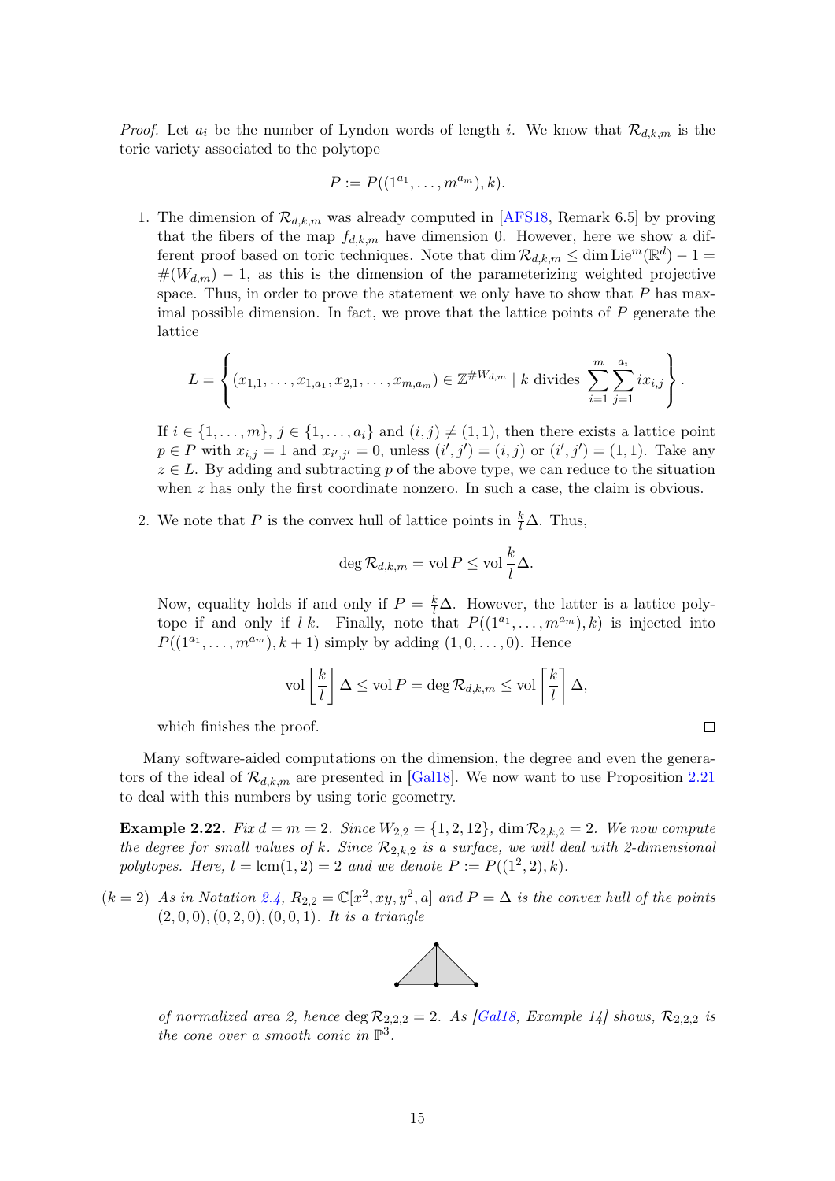*Proof.* Let $a_i$ be the number of Lyndon words of length $i$. We know that $\mathcal{R}_{d,k,m}$ is the toric variety associated to the polytope

$$P := P((1^{a_1}, \dots, m^{a_m}), k).$$

1. The dimension of $\mathcal{R}_{d,k,m}$ was already computed in [AFS18, Remark 6.5] by proving that the fibers of the map $f_{d,k,m}$ have dimension 0. However, here we show a different proof based on toric techniques. Note that $\dim \mathcal{R}_{d,k,m} \le \dim \mathrm{Lie}^m(\mathbb{R}^d) - 1 = \#(W_{d,m}) - 1$, as this is the dimension of the parameterizing weighted projective space. Thus, in order to prove the statement we only have to show that $P$ has maximal possible dimension. In fact, we prove that the lattice points of $P$ generate the lattice

$$L = \left\{ (x_{1,1}, \dots, x_{1,a_1}, x_{2,1}, \dots, x_{m,a_m}) \in \mathbb{Z}^{\#W_{d,m}} \mid k \text{ divides } \sum_{i=1}^{m} \sum_{j=1}^{a_i} i x_{i,j} \right\}.$$

   If $i \in \{1, \dots, m\}$, $j \in \{1, \dots, a_i\}$ and $(i,j) \neq (1,1)$, then there exists a lattice point $p \in P$ with $x_{i,j} = 1$ and $x_{i',j'} = 0$, unless $(i',j') = (i,j)$ or $(i',j') = (1,1)$. Take any $z \in L$. By adding and subtracting $p$ of the above type, we can reduce to the situation when $z$ has only the first coordinate nonzero. In such a case, the claim is obvious.

2. We note that $P$ is the convex hull of lattice points in $\frac{k}{l}\Delta$. Thus,

$$\deg \mathcal{R}_{d,k,m} = \mathrm{vol}\, P \le \mathrm{vol}\, \frac{k}{l}\Delta.$$

   Now, equality holds if and only if $P = \frac{k}{l}\Delta$. However, the latter is a lattice polytope if and only if $l|k$. Finally, note that $P((1^{a_1}, \dots, m^{a_m}), k)$ is injected into $P((1^{a_1}, \dots, m^{a_m}), k+1)$ simply by adding $(1, 0, \dots, 0)$. Hence

$$\mathrm{vol} \left\lfloor \frac{k}{l} \right\rfloor \Delta \le \mathrm{vol}\, P = \deg \mathcal{R}_{d,k,m} \le \mathrm{vol} \left\lceil \frac{k}{l} \right\rceil \Delta,$$

   which finishes the proof. □

Many software-aided computations on the dimension, the degree and even the generators of the ideal of $\mathcal{R}_{d,k,m}$ are presented in [Gal18]. We now want to use Proposition 2.21 to deal with this numbers by using toric geometry.

**Example 2.22.** *Fix $d = m = 2$. Since $W_{2,2} = \{1, 2, 12\}$, $\dim \mathcal{R}_{2,k,2} = 2$. We now compute the degree for small values of $k$. Since $\mathcal{R}_{2,k,2}$ is a surface, we will deal with 2-dimensional polytopes. Here, $l = \mathrm{lcm}(1,2) = 2$ and we denote $P := P((1^2, 2), k)$.*

($k = 2$) *As in Notation 2.4, $R_{2,2} = \mathbb{C}[x^2, xy, y^2, a]$ and $P = \Delta$ is the convex hull of the points $(2,0,0), (0,2,0), (0,0,1)$. It is a triangle*

*of normalized area 2, hence $\deg \mathcal{R}_{2,2,2} = 2$. As [Gal18, Example 14] shows, $\mathcal{R}_{2,2,2}$ is the cone over a smooth conic in $\mathbb{P}^3$.*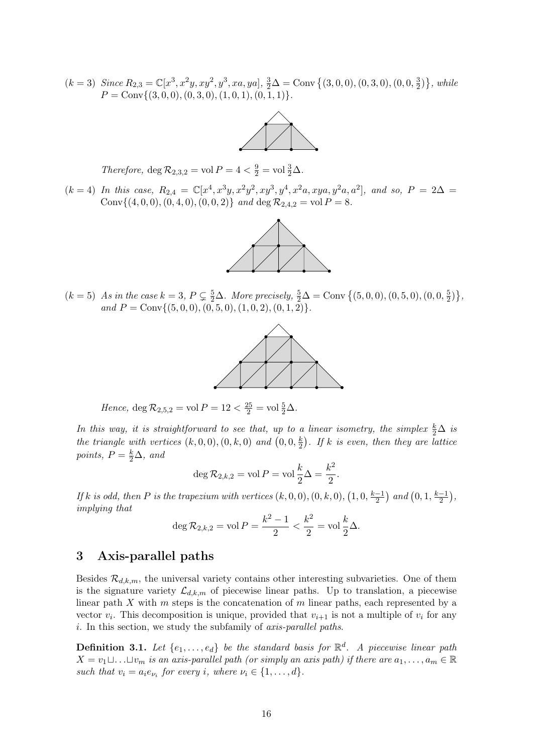($k=3$) *Since* $R_{2,3} = \mathbb{C}[x^3, x^2y, xy^2, y^3, xa, ya]$, $\frac{3}{2}\Delta = \mathrm{Conv}\left\{(3,0,0),(0,3,0),(0,0,\frac{3}{2})\right\}$, *while* $P = \mathrm{Conv}\{(3,0,0),(0,3,0),(1,0,1),(0,1,1)\}$.

*Therefore,* $\deg \mathcal{R}_{2,3,2} = \mathrm{vol}\, P = 4 < \frac{9}{2} = \mathrm{vol}\, \frac{3}{2}\Delta$.

($k=4$) *In this case,* $R_{2,4} = \mathbb{C}[x^4, x^3y, x^2y^2, xy^3, y^4, x^2a, xya, y^2a, a^2]$, *and so,* $P = 2\Delta = \mathrm{Conv}\{(4,0,0),(0,4,0),(0,0,2)\}$ *and* $\deg \mathcal{R}_{2,4,2} = \mathrm{vol}\, P = 8$.

($k=5$) *As in the case* $k=3$, $P \subsetneq \frac{5}{2}\Delta$. *More precisely,* $\frac{5}{2}\Delta = \mathrm{Conv}\left\{(5,0,0),(0,5,0),(0,0,\frac{5}{2})\right\}$, *and* $P = \mathrm{Conv}\{(5,0,0),(0,5,0),(1,0,2),(0,1,2)\}$.

*Hence,* $\deg \mathcal{R}_{2,5,2} = \mathrm{vol}\, P = 12 < \frac{25}{2} = \mathrm{vol}\, \frac{5}{2}\Delta$.

*In this way, it is straightforward to see that, up to a linear isometry, the simplex* $\frac{k}{2}\Delta$ *is the triangle with vertices* $(k,0,0)$, $(0,k,0)$ *and* $\left(0,0,\frac{k}{2}\right)$. *If* $k$ *is even, then they are lattice points,* $P = \frac{k}{2}\Delta$, *and*

$$\deg \mathcal{R}_{2,k,2} = \mathrm{vol}\, P = \mathrm{vol}\, \frac{k}{2}\Delta = \frac{k^2}{2}.$$

*If* $k$ *is odd, then* $P$ *is the trapezium with vertices* $(k,0,0)$, $(0,k,0)$, $\left(1,0,\frac{k-1}{2}\right)$ *and* $\left(0,1,\frac{k-1}{2}\right)$, *implying that*

$$\deg \mathcal{R}_{2,k,2} = \mathrm{vol}\, P = \frac{k^2-1}{2} < \frac{k^2}{2} = \mathrm{vol}\, \frac{k}{2}\Delta.$$

## 3 Axis-parallel paths

Besides $\mathcal{R}_{d,k,m}$, the universal variety contains other interesting subvarieties. One of them is the signature variety $\mathcal{L}_{d,k,m}$ of piecewise linear paths. Up to translation, a piecewise linear path $X$ with $m$ steps is the concatenation of $m$ linear paths, each represented by a vector $v_i$. This decomposition is unique, provided that $v_{i+1}$ is not a multiple of $v_i$ for any $i$. In this section, we study the subfamily of *axis-parallel paths*.

**Definition 3.1.** *Let* $\{e_1, \ldots, e_d\}$ *be the standard basis for* $\mathbb{R}^d$. *A piecewise linear path* $X = v_1 \sqcup \ldots \sqcup v_m$ *is an axis-parallel path (or simply an axis path) if there are* $a_1, \ldots, a_m \in \mathbb{R}$ *such that* $v_i = a_i e_{\nu_i}$ *for every* $i$, *where* $\nu_i \in \{1, \ldots, d\}$.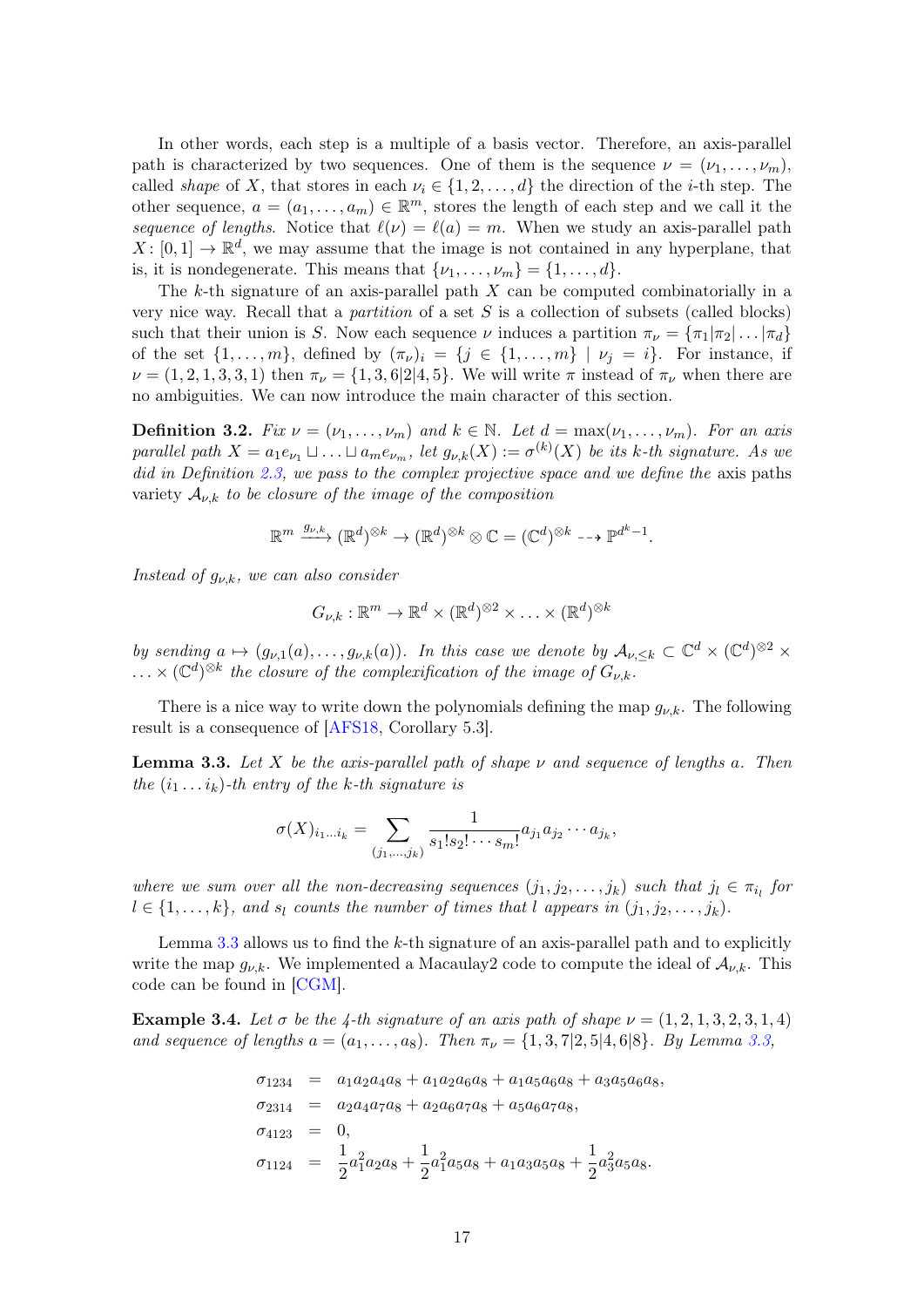In other words, each step is a multiple of a basis vector. Therefore, an axis-parallel path is characterized by two sequences. One of them is the sequence $\nu = (\nu_1, \dots, \nu_m)$, called *shape* of $X$, that stores in each $\nu_i \in \{1, 2, \dots, d\}$ the direction of the $i$-th step. The other sequence, $a = (a_1, \dots, a_m) \in \mathbb{R}^m$, stores the length of each step and we call it the *sequence of lengths*. Notice that $\ell(\nu) = \ell(a) = m$. When we study an axis-parallel path $X : [0, 1] \to \mathbb{R}^d$, we may assume that the image is not contained in any hyperplane, that is, it is nondegenerate. This means that $\{\nu_1, \dots, \nu_m\} = \{1, \dots, d\}$.

The $k$-th signature of an axis-parallel path $X$ can be computed combinatorially in a very nice way. Recall that a *partition* of a set $S$ is a collection of subsets (called blocks) such that their union is $S$. Now each sequence $\nu$ induces a partition $\pi_\nu = \{\pi_1|\pi_2|\dots|\pi_d\}$ of the set $\{1, \dots, m\}$, defined by $(\pi_\nu)_i = \{j \in \{1, \dots, m\} \mid \nu_j = i\}$. For instance, if $\nu = (1, 2, 1, 3, 3, 1)$ then $\pi_\nu = \{1, 3, 6|2|4, 5\}$. We will write $\pi$ instead of $\pi_\nu$ when there are no ambiguities. We can now introduce the main character of this section.

**Definition 3.2.** *Fix $\nu = (\nu_1, \dots, \nu_m)$ and $k \in \mathbb{N}$. Let $d = \max(\nu_1, \dots, \nu_m)$. For an axis parallel path $X = a_1 e_{\nu_1} \sqcup \dots \sqcup a_m e_{\nu_m}$, let $g_{\nu,k}(X) := \sigma^{(k)}(X)$ be its $k$-th signature. As we did in Definition 2.3, we pass to the complex projective space and we define the* axis paths variety *$\mathcal{A}_{\nu,k}$ to be closure of the image of the composition*

$$\mathbb{R}^m \xrightarrow{g_{\nu,k}} (\mathbb{R}^d)^{\otimes k} \to (\mathbb{R}^d)^{\otimes k} \otimes \mathbb{C} = (\mathbb{C}^d)^{\otimes k} \dashrightarrow \mathbb{P}^{d^k - 1}.$$

*Instead of $g_{\nu,k}$, we can also consider*

$$G_{\nu,k} : \mathbb{R}^m \to \mathbb{R}^d \times (\mathbb{R}^d)^{\otimes 2} \times \dots \times (\mathbb{R}^d)^{\otimes k}$$

*by sending $a \mapsto (g_{\nu,1}(a), \dots, g_{\nu,k}(a))$. In this case we denote by $\mathcal{A}_{\nu,\le k} \subset \mathbb{C}^d \times (\mathbb{C}^d)^{\otimes 2} \times \dots \times (\mathbb{C}^d)^{\otimes k}$ the closure of the complexification of the image of $G_{\nu,k}$.*

There is a nice way to write down the polynomials defining the map $g_{\nu,k}$. The following result is a consequence of [AFS18, Corollary 5.3].

**Lemma 3.3.** *Let $X$ be the axis-parallel path of shape $\nu$ and sequence of lengths $a$. Then the $(i_1 \dots i_k)$-th entry of the $k$-th signature is*

$$\sigma(X)_{i_1 \dots i_k} = \sum_{(j_1, \dots, j_k)} \frac{1}{s_1! s_2! \cdots s_m!} a_{j_1} a_{j_2} \cdots a_{j_k},$$

*where we sum over all the non-decreasing sequences $(j_1, j_2, \dots, j_k)$ such that $j_l \in \pi_{i_l}$ for $l \in \{1, \dots, k\}$, and $s_l$ counts the number of times that $l$ appears in $(j_1, j_2, \dots, j_k)$.*

Lemma 3.3 allows us to find the $k$-th signature of an axis-parallel path and to explicitly write the map $g_{\nu,k}$. We implemented a Macaulay2 code to compute the ideal of $\mathcal{A}_{\nu,k}$. This code can be found in [CGM].

**Example 3.4.** *Let $\sigma$ be the 4-th signature of an axis path of shape $\nu = (1, 2, 1, 3, 2, 3, 1, 4)$ and sequence of lengths $a = (a_1, \dots, a_8)$. Then $\pi_\nu = \{1, 3, 7|2, 5|4, 6|8\}$. By Lemma 3.3,*

$$\begin{aligned}
\sigma_{1234} &= a_1 a_2 a_4 a_8 + a_1 a_2 a_6 a_8 + a_1 a_5 a_6 a_8 + a_3 a_5 a_6 a_8, \\
\sigma_{2314} &= a_2 a_4 a_7 a_8 + a_2 a_6 a_7 a_8 + a_5 a_6 a_7 a_8, \\
\sigma_{4123} &= 0, \\
\sigma_{1124} &= \frac{1}{2} a_1^2 a_2 a_8 + \frac{1}{2} a_1^2 a_5 a_8 + a_1 a_3 a_5 a_8 + \frac{1}{2} a_3^2 a_5 a_8.
\end{aligned}$$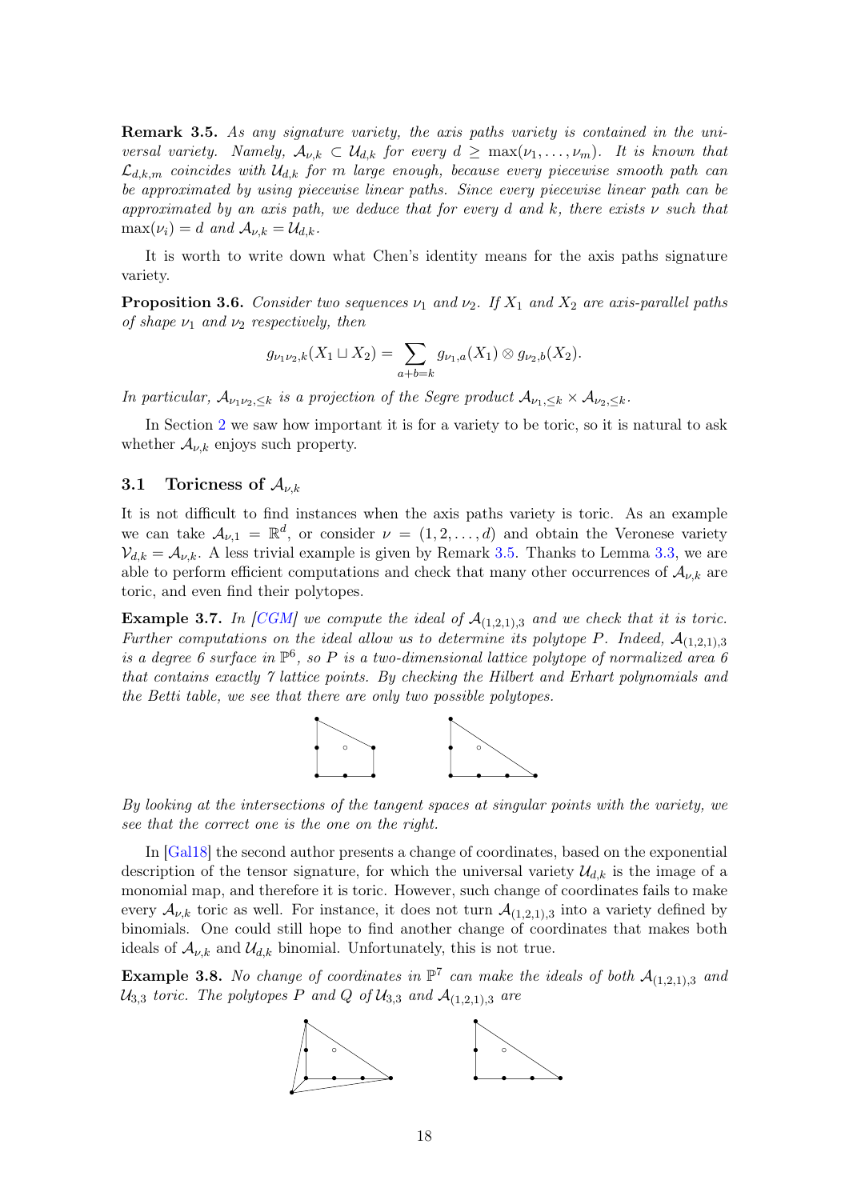**Remark 3.5.** *As any signature variety, the axis paths variety is contained in the universal variety. Namely, $\mathcal{A}_{\nu,k} \subset \mathcal{U}_{d,k}$ for every $d \geq \max(\nu_1, \ldots, \nu_m)$. It is known that $\mathcal{L}_{d,k,m}$ coincides with $\mathcal{U}_{d,k}$ for $m$ large enough, because every piecewise smooth path can be approximated by using piecewise linear paths. Since every piecewise linear path can be approximated by an axis path, we deduce that for every $d$ and $k$, there exists $\nu$ such that $\max(\nu_i) = d$ and $\mathcal{A}_{\nu,k} = \mathcal{U}_{d,k}$.*

It is worth to write down what Chen's identity means for the axis paths signature variety.

**Proposition 3.6.** *Consider two sequences $\nu_1$ and $\nu_2$. If $X_1$ and $X_2$ are axis-parallel paths of shape $\nu_1$ and $\nu_2$ respectively, then*

$$g_{\nu_1\nu_2,k}(X_1 \sqcup X_2) = \sum_{a+b=k} g_{\nu_1,a}(X_1) \otimes g_{\nu_2,b}(X_2).$$

*In particular, $\mathcal{A}_{\nu_1\nu_2,\leq k}$ is a projection of the Segre product $\mathcal{A}_{\nu_1,\leq k} \times \mathcal{A}_{\nu_2,\leq k}$.*

In Section 2 we saw how important it is for a variety to be toric, so it is natural to ask whether $\mathcal{A}_{\nu,k}$ enjoys such property.

### 3.1 Toricness of $\mathcal{A}_{\nu,k}$

It is not difficult to find instances when the axis paths variety is toric. As an example we can take $\mathcal{A}_{\nu,1} = \mathbb{R}^d$, or consider $\nu = (1, 2, \ldots, d)$ and obtain the Veronese variety $\mathcal{V}_{d,k} = \mathcal{A}_{\nu,k}$. A less trivial example is given by Remark 3.5. Thanks to Lemma 3.3, we are able to perform efficient computations and check that many other occurrences of $\mathcal{A}_{\nu,k}$ are toric, and even find their polytopes.

**Example 3.7.** *In [CGM] we compute the ideal of $\mathcal{A}_{(1,2,1),3}$ and we check that it is toric. Further computations on the ideal allow us to determine its polytope $P$. Indeed, $\mathcal{A}_{(1,2,1),3}$ is a degree 6 surface in $\mathbb{P}^6$, so $P$ is a two-dimensional lattice polytope of normalized area 6 that contains exactly 7 lattice points. By checking the Hilbert and Erhart polynomials and the Betti table, we see that there are only two possible polytopes.*

*By looking at the intersections of the tangent spaces at singular points with the variety, we see that the correct one is the one on the right.*

In [Gal18] the second author presents a change of coordinates, based on the exponential description of the tensor signature, for which the universal variety $\mathcal{U}_{d,k}$ is the image of a monomial map, and therefore it is toric. However, such change of coordinates fails to make every $\mathcal{A}_{\nu,k}$ toric as well. For instance, it does not turn $\mathcal{A}_{(1,2,1),3}$ into a variety defined by binomials. One could still hope to find another change of coordinates that makes both ideals of $\mathcal{A}_{\nu,k}$ and $\mathcal{U}_{d,k}$ binomial. Unfortunately, this is not true.

**Example 3.8.** *No change of coordinates in $\mathbb{P}^7$ can make the ideals of both $\mathcal{A}_{(1,2,1),3}$ and $\mathcal{U}_{3,3}$ toric. The polytopes $P$ and $Q$ of $\mathcal{U}_{3,3}$ and $\mathcal{A}_{(1,2,1),3}$ are*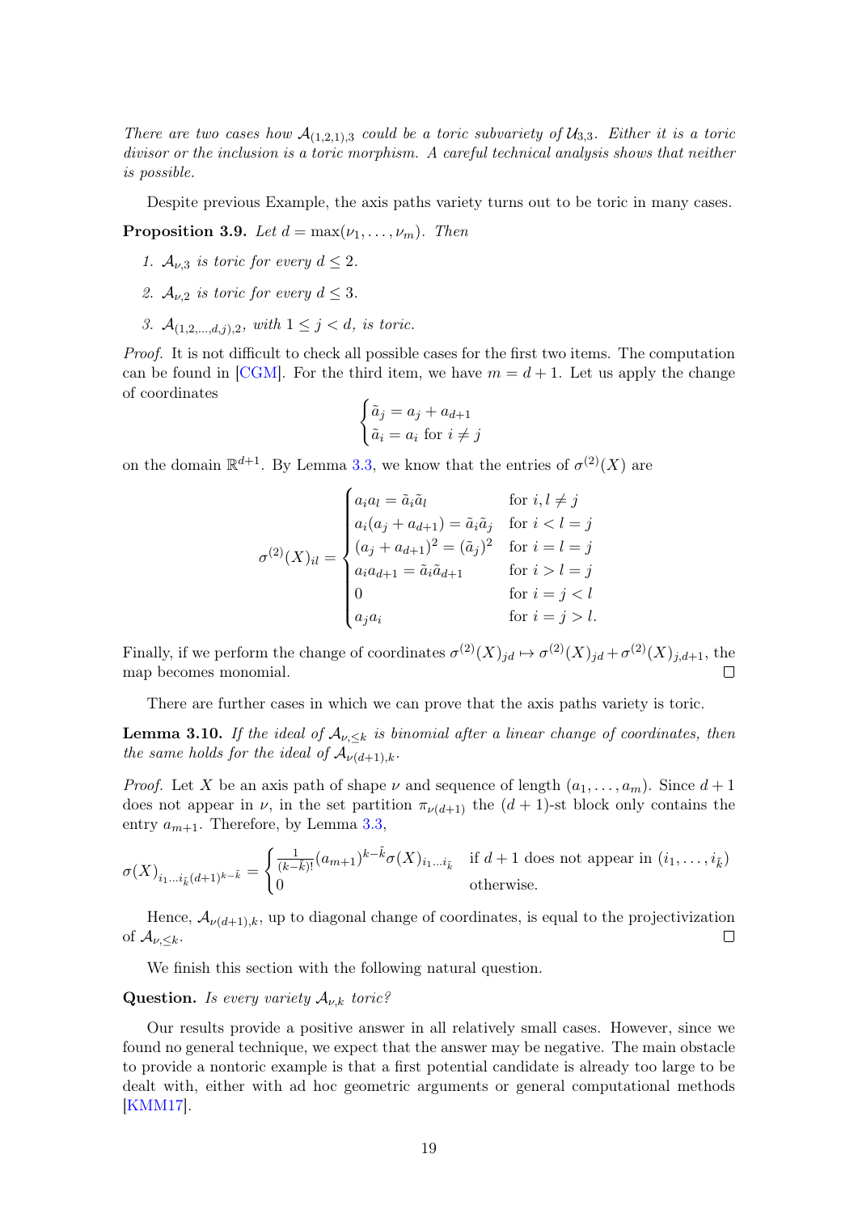*There are two cases how $\mathcal{A}_{(1,2,1),3}$ could be a toric subvariety of $\mathcal{U}_{3,3}$. Either it is a toric divisor or the inclusion is a toric morphism. A careful technical analysis shows that neither is possible.*

Despite previous Example, the axis paths variety turns out to be toric in many cases.

**Proposition 3.9.** *Let $d = \max(\nu_1, \dots, \nu_m)$. Then*

1. *$\mathcal{A}_{\nu,3}$ is toric for every $d \leq 2$.*
2. *$\mathcal{A}_{\nu,2}$ is toric for every $d \leq 3$.*
3. *$\mathcal{A}_{(1,2,\dots,d,j),2}$, with $1 \leq j < d$, is toric.*

*Proof.* It is not difficult to check all possible cases for the first two items. The computation can be found in [CGM]. For the third item, we have $m = d + 1$. Let us apply the change of coordinates

$$\begin{cases} \tilde{a}_j = a_j + a_{d+1} \\ \tilde{a}_i = a_i \text{ for } i \neq j \end{cases}$$

on the domain $\mathbb{R}^{d+1}$. By Lemma 3.3, we know that the entries of $\sigma^{(2)}(X)$ are

$$\sigma^{(2)}(X)_{il} = \begin{cases} a_i a_l = \tilde{a}_i \tilde{a}_l & \text{for } i, l \neq j \\ a_i(a_j + a_{d+1}) = \tilde{a}_i \tilde{a}_j & \text{for } i < l = j \\ (a_j + a_{d+1})^2 = (\tilde{a}_j)^2 & \text{for } i = l = j \\ a_i a_{d+1} = \tilde{a}_i \tilde{a}_{d+1} & \text{for } i > l = j \\ 0 & \text{for } i = j < l \\ a_j a_i & \text{for } i = j > l. \end{cases}$$

Finally, if we perform the change of coordinates $\sigma^{(2)}(X)_{jd} \mapsto \sigma^{(2)}(X)_{jd} + \sigma^{(2)}(X)_{j,d+1}$, the map becomes monomial. $\square$

There are further cases in which we can prove that the axis paths variety is toric.

**Lemma 3.10.** *If the ideal of $\mathcal{A}_{\nu,\leq k}$ is binomial after a linear change of coordinates, then the same holds for the ideal of $\mathcal{A}_{\nu(d+1),k}$.*

*Proof.* Let $X$ be an axis path of shape $\nu$ and sequence of length $(a_1, \dots, a_m)$. Since $d + 1$ does not appear in $\nu$, in the set partition $\pi_{\nu(d+1)}$ the $(d + 1)$-st block only contains the entry $a_{m+1}$. Therefore, by Lemma 3.3,

$$\sigma(X)_{i_1 \dots i_{\tilde{k}} (d+1)^{k-\tilde{k}}} = \begin{cases} \frac{1}{(k-\tilde{k})!}(a_{m+1})^{k-\tilde{k}} \sigma(X)_{i_1 \dots i_{\tilde{k}}} & \text{if } d+1 \text{ does not appear in } (i_1, \dots, i_{\tilde{k}}) \\ 0 & \text{otherwise.} \end{cases}$$

Hence, $\mathcal{A}_{\nu(d+1),k}$, up to diagonal change of coordinates, is equal to the projectivization of $\mathcal{A}_{\nu,\leq k}$. $\square$

We finish this section with the following natural question.

**Question.** *Is every variety $\mathcal{A}_{\nu,k}$ toric?*

Our results provide a positive answer in all relatively small cases. However, since we found no general technique, we expect that the answer may be negative. The main obstacle to provide a nontoric example is that a first potential candidate is already too large to be dealt with, either with ad hoc geometric arguments or general computational methods [KMM17].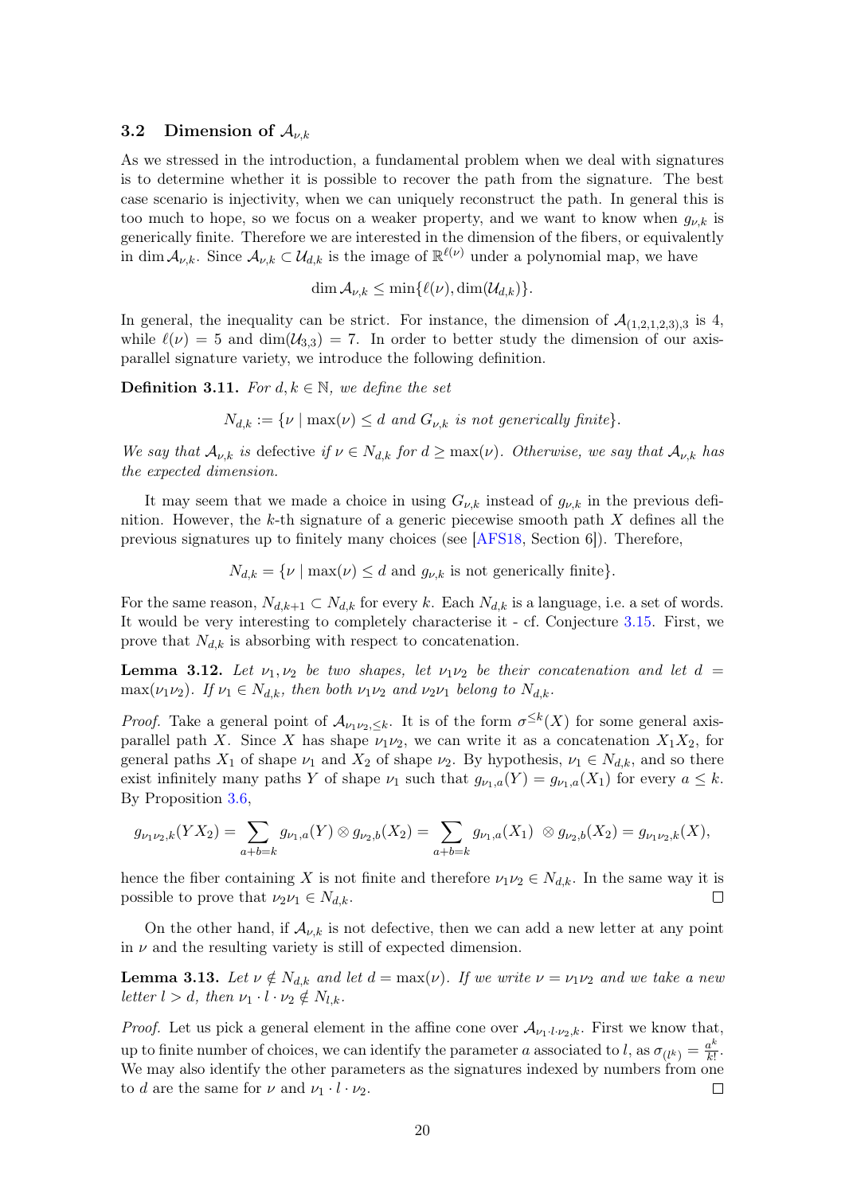### 3.2 Dimension of $\mathcal{A}_{\nu,k}$

As we stressed in the introduction, a fundamental problem when we deal with signatures is to determine whether it is possible to recover the path from the signature. The best case scenario is injectivity, when we can uniquely reconstruct the path. In general this is too much to hope, so we focus on a weaker property, and we want to know when $g_{\nu,k}$ is generically finite. Therefore we are interested in the dimension of the fibers, or equivalently in $\dim \mathcal{A}_{\nu,k}$. Since $\mathcal{A}_{\nu,k} \subset \mathcal{U}_{d,k}$ is the image of $\mathbb{R}^{\ell(\nu)}$ under a polynomial map, we have

$$\dim \mathcal{A}_{\nu,k} \leq \min\{\ell(\nu), \dim(\mathcal{U}_{d,k})\}.$$

In general, the inequality can be strict. For instance, the dimension of $\mathcal{A}_{(1,2,1,2,3),3}$ is 4, while $\ell(\nu) = 5$ and $\dim(\mathcal{U}_{3,3}) = 7$. In order to better study the dimension of our axis-parallel signature variety, we introduce the following definition.

**Definition 3.11.** *For $d, k \in \mathbb{N}$, we define the set*

$$N_{d,k} := \{\nu \mid \max(\nu) \leq d \text{ and } G_{\nu,k} \text{ is not generically finite}\}.$$

*We say that $\mathcal{A}_{\nu,k}$ is* defective *if $\nu \in N_{d,k}$ for $d \geq \max(\nu)$. Otherwise, we say that $\mathcal{A}_{\nu,k}$ has the expected dimension.*

It may seem that we made a choice in using $G_{\nu,k}$ instead of $g_{\nu,k}$ in the previous definition. However, the $k$-th signature of a generic piecewise smooth path $X$ defines all the previous signatures up to finitely many choices (see [AFS18, Section 6]). Therefore,

$$N_{d,k} = \{\nu \mid \max(\nu) \leq d \text{ and } g_{\nu,k} \text{ is not generically finite}\}.$$

For the same reason, $N_{d,k+1} \subset N_{d,k}$ for every $k$. Each $N_{d,k}$ is a language, i.e. a set of words. It would be very interesting to completely characterise it - cf. Conjecture 3.15. First, we prove that $N_{d,k}$ is absorbing with respect to concatenation.

**Lemma 3.12.** *Let $\nu_1, \nu_2$ be two shapes, let $\nu_1\nu_2$ be their concatenation and let $d = \max(\nu_1\nu_2)$. If $\nu_1 \in N_{d,k}$, then both $\nu_1\nu_2$ and $\nu_2\nu_1$ belong to $N_{d,k}$.*

*Proof.* Take a general point of $\mathcal{A}_{\nu_1\nu_2,\leq k}$. It is of the form $\sigma^{\leq k}(X)$ for some general axis-parallel path $X$. Since $X$ has shape $\nu_1\nu_2$, we can write it as a concatenation $X_1X_2$, for general paths $X_1$ of shape $\nu_1$ and $X_2$ of shape $\nu_2$. By hypothesis, $\nu_1 \in N_{d,k}$, and so there exist infinitely many paths $Y$ of shape $\nu_1$ such that $g_{\nu_1,a}(Y) = g_{\nu_1,a}(X_1)$ for every $a \leq k$. By Proposition 3.6,

$$g_{\nu_1\nu_2,k}(YX_2) = \sum_{a+b=k} g_{\nu_1,a}(Y) \otimes g_{\nu_2,b}(X_2) = \sum_{a+b=k} g_{\nu_1,a}(X_1) \otimes g_{\nu_2,b}(X_2) = g_{\nu_1\nu_2,k}(X),$$

hence the fiber containing $X$ is not finite and therefore $\nu_1\nu_2 \in N_{d,k}$. In the same way it is possible to prove that $\nu_2\nu_1 \in N_{d,k}$. $\square$

On the other hand, if $\mathcal{A}_{\nu,k}$ is not defective, then we can add a new letter at any point in $\nu$ and the resulting variety is still of expected dimension.

**Lemma 3.13.** *Let $\nu \notin N_{d,k}$ and let $d = \max(\nu)$. If we write $\nu = \nu_1\nu_2$ and we take a new letter $l > d$, then $\nu_1 \cdot l \cdot \nu_2 \notin N_{l,k}$.*

*Proof.* Let us pick a general element in the affine cone over $\mathcal{A}_{\nu_1 \cdot l \cdot \nu_2,k}$. First we know that, up to finite number of choices, we can identify the parameter $a$ associated to $l$, as $\sigma_{(l^k)} = \frac{a^k}{k!}$. We may also identify the other parameters as the signatures indexed by numbers from one to $d$ are the same for $\nu$ and $\nu_1 \cdot l \cdot \nu_2$. $\square$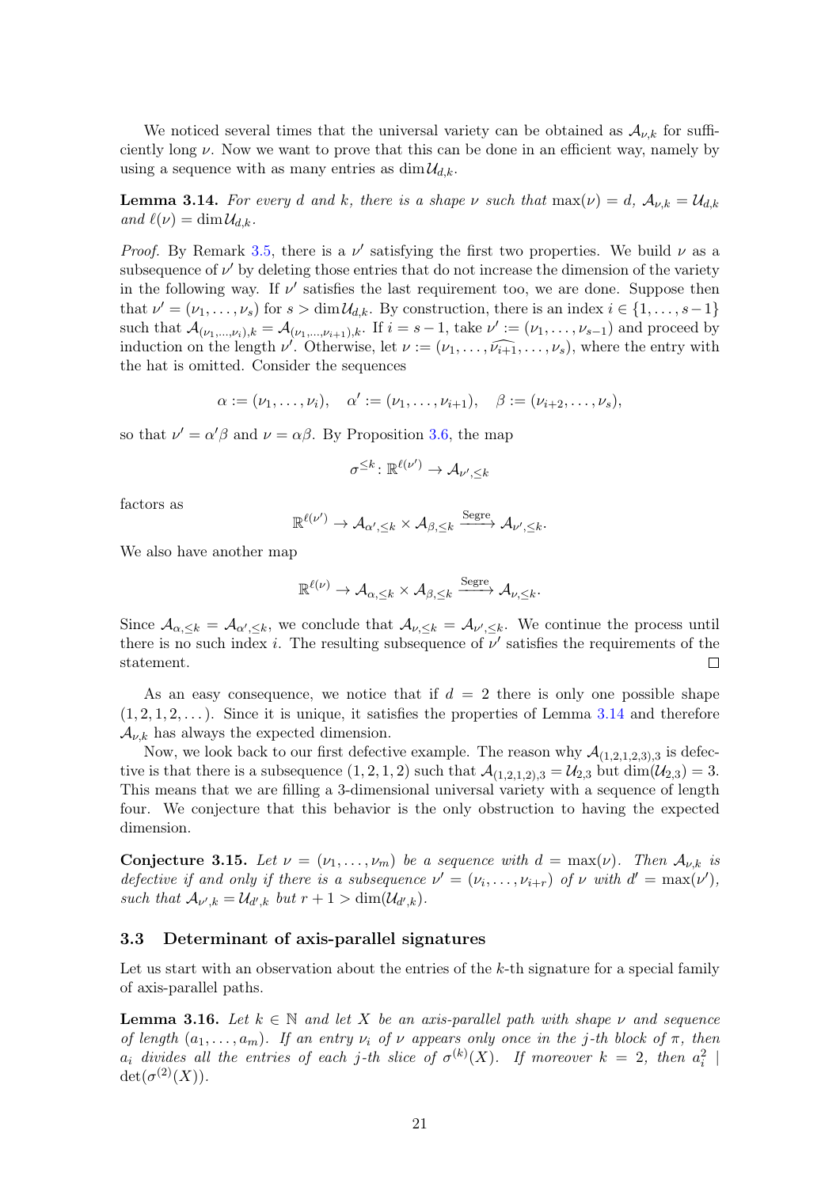We noticed several times that the universal variety can be obtained as $\mathcal{A}_{\nu,k}$ for sufficiently long $\nu$. Now we want to prove that this can be done in an efficient way, namely by using a sequence with as many entries as $\dim \mathcal{U}_{d,k}$.

**Lemma 3.14.** *For every $d$ and $k$, there is a shape $\nu$ such that $\max(\nu) = d$, $\mathcal{A}_{\nu,k} = \mathcal{U}_{d,k}$ and $\ell(\nu) = \dim \mathcal{U}_{d,k}$.*

*Proof.* By Remark 3.5, there is a $\nu'$ satisfying the first two properties. We build $\nu$ as a subsequence of $\nu'$ by deleting those entries that do not increase the dimension of the variety in the following way. If $\nu'$ satisfies the last requirement too, we are done. Suppose then that $\nu' = (\nu_1, \dots, \nu_s)$ for $s > \dim \mathcal{U}_{d,k}$. By construction, there is an index $i \in \{1, \dots, s-1\}$ such that $\mathcal{A}_{(\nu_1,\dots,\nu_i),k} = \mathcal{A}_{(\nu_1,\dots,\nu_{i+1}),k}$. If $i = s-1$, take $\nu' := (\nu_1, \dots, \nu_{s-1})$ and proceed by induction on the length $\nu'$. Otherwise, let $\nu := (\nu_1, \dots, \widehat{\nu_{i+1}}, \dots, \nu_s)$, where the entry with the hat is omitted. Consider the sequences

$$\alpha := (\nu_1, \dots, \nu_i), \quad \alpha' := (\nu_1, \dots, \nu_{i+1}), \quad \beta := (\nu_{i+2}, \dots, \nu_s),$$

so that $\nu' = \alpha'\beta$ and $\nu = \alpha\beta$. By Proposition 3.6, the map

$$\sigma^{\leq k} \colon \mathbb{R}^{\ell(\nu')} \to \mathcal{A}_{\nu',\leq k}$$

factors as

$$\mathbb{R}^{\ell(\nu')} \to \mathcal{A}_{\alpha',\leq k} \times \mathcal{A}_{\beta,\leq k} \xrightarrow{\text{Segre}} \mathcal{A}_{\nu',\leq k}.$$

We also have another map

$$\mathbb{R}^{\ell(\nu)} \to \mathcal{A}_{\alpha,\leq k} \times \mathcal{A}_{\beta,\leq k} \xrightarrow{\text{Segre}} \mathcal{A}_{\nu,\leq k}.$$

Since $\mathcal{A}_{\alpha,\leq k} = \mathcal{A}_{\alpha',\leq k}$, we conclude that $\mathcal{A}_{\nu,\leq k} = \mathcal{A}_{\nu',\leq k}$. We continue the process until there is no such index $i$. The resulting subsequence of $\nu'$ satisfies the requirements of the statement. $\square$

As an easy consequence, we notice that if $d = 2$ there is only one possible shape $(1, 2, 1, 2, \dots)$. Since it is unique, it satisfies the properties of Lemma 3.14 and therefore $\mathcal{A}_{\nu,k}$ has always the expected dimension.

Now, we look back to our first defective example. The reason why $\mathcal{A}_{(1,2,1,2,3),3}$ is defective is that there is a subsequence $(1, 2, 1, 2)$ such that $\mathcal{A}_{(1,2,1,2),3} = \mathcal{U}_{2,3}$ but $\dim(\mathcal{U}_{2,3}) = 3$. This means that we are filling a 3-dimensional universal variety with a sequence of length four. We conjecture that this behavior is the only obstruction to having the expected dimension.

**Conjecture 3.15.** *Let $\nu = (\nu_1, \dots, \nu_m)$ be a sequence with $d = \max(\nu)$. Then $\mathcal{A}_{\nu,k}$ is defective if and only if there is a subsequence $\nu' = (\nu_i, \dots, \nu_{i+r})$ of $\nu$ with $d' = \max(\nu')$, such that $\mathcal{A}_{\nu',k} = \mathcal{U}_{d',k}$ but $r + 1 > \dim(\mathcal{U}_{d',k})$.*

### 3.3 Determinant of axis-parallel signatures

Let us start with an observation about the entries of the $k$-th signature for a special family of axis-parallel paths.

**Lemma 3.16.** *Let $k \in \mathbb{N}$ and let $X$ be an axis-parallel path with shape $\nu$ and sequence of length $(a_1, \dots, a_m)$. If an entry $\nu_i$ of $\nu$ appears only once in the $j$-th block of $\pi$, then $a_i$ divides all the entries of each $j$-th slice of $\sigma^{(k)}(X)$. If moreover $k = 2$, then $a_i^2 \mid \det(\sigma^{(2)}(X))$.*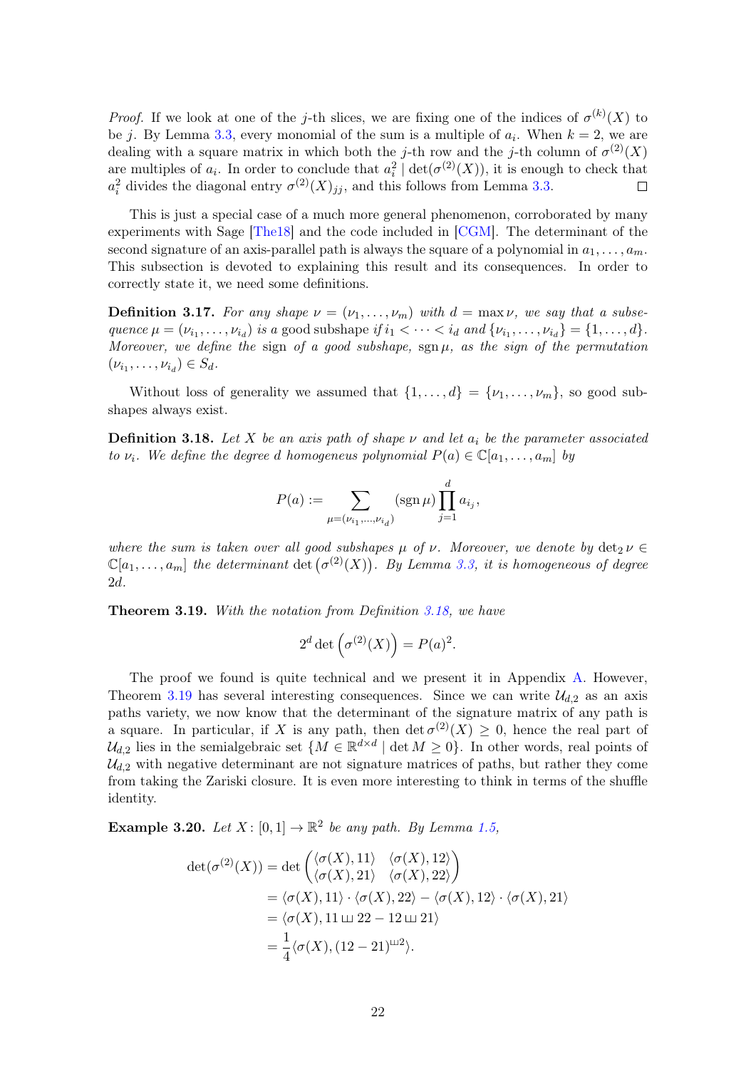*Proof.* If we look at one of the $j$-th slices, we are fixing one of the indices of $\sigma^{(k)}(X)$ to be $j$. By Lemma 3.3, every monomial of the sum is a multiple of $a_i$. When $k = 2$, we are dealing with a square matrix in which both the $j$-th row and the $j$-th column of $\sigma^{(2)}(X)$ are multiples of $a_i$. In order to conclude that $a_i^2 \mid \det(\sigma^{(2)}(X))$, it is enough to check that $a_i^2$ divides the diagonal entry $\sigma^{(2)}(X)_{jj}$, and this follows from Lemma 3.3. $\square$

This is just a special case of a much more general phenomenon, corroborated by many experiments with Sage [The18] and the code included in [CGM]. The determinant of the second signature of an axis-parallel path is always the square of a polynomial in $a_1, \ldots, a_m$. This subsection is devoted to explaining this result and its consequences. In order to correctly state it, we need some definitions.

**Definition 3.17.** *For any shape $\nu = (\nu_1, \ldots, \nu_m)$ with $d = \max \nu$, we say that a subsequence $\mu = (\nu_{i_1}, \ldots, \nu_{i_d})$ is a* good subshape *if $i_1 < \cdots < i_d$ and $\{\nu_{i_1}, \ldots, \nu_{i_d}\} = \{1, \ldots, d\}$. Moreover, we define the sign of a good subshape, $\operatorname{sgn} \mu$, as the sign of the permutation $(\nu_{i_1}, \ldots, \nu_{i_d}) \in S_d$.*

Without loss of generality we assumed that $\{1, \ldots, d\} = \{\nu_1, \ldots, \nu_m\}$, so good subshapes always exist.

**Definition 3.18.** *Let $X$ be an axis path of shape $\nu$ and let $a_i$ be the parameter associated to $\nu_i$. We define the degree $d$ homogeneous polynomial $P(a) \in \mathbb{C}[a_1, \ldots, a_m]$ by*

$$P(a) := \sum_{\mu = (\nu_{i_1}, \ldots, \nu_{i_d})} (\operatorname{sgn} \mu) \prod_{j=1}^{d} a_{i_j},$$

*where the sum is taken over all good subshapes $\mu$ of $\nu$. Moreover, we denote by $\det_2 \nu \in \mathbb{C}[a_1, \ldots, a_m]$ the determinant $\det\left(\sigma^{(2)}(X)\right)$. By Lemma 3.3, it is homogeneous of degree $2d$.*

**Theorem 3.19.** *With the notation from Definition 3.18, we have*

$$2^d \det\left(\sigma^{(2)}(X)\right) = P(a)^2.$$

The proof we found is quite technical and we present it in Appendix A. However, Theorem 3.19 has several interesting consequences. Since we can write $\mathcal{U}_{d,2}$ as an axis paths variety, we now know that the determinant of the signature matrix of any path is a square. In particular, if $X$ is any path, then $\det \sigma^{(2)}(X) \geq 0$, hence the real part of $\mathcal{U}_{d,2}$ lies in the semialgebraic set $\{M \in \mathbb{R}^{d \times d} \mid \det M \geq 0\}$. In other words, real points of $\mathcal{U}_{d,2}$ with negative determinant are not signature matrices of paths, but rather they come from taking the Zariski closure. It is even more interesting to think in terms of the shuffle identity.

**Example 3.20.** *Let $X\colon [0,1] \to \mathbb{R}^2$ be any path. By Lemma 1.5,*

$$\begin{aligned}
\det(\sigma^{(2)}(X)) &= \det \begin{pmatrix} \langle \sigma(X), 11 \rangle & \langle \sigma(X), 12 \rangle \\ \langle \sigma(X), 21 \rangle & \langle \sigma(X), 22 \rangle \end{pmatrix} \\
&= \langle \sigma(X), 11 \rangle \cdot \langle \sigma(X), 22 \rangle - \langle \sigma(X), 12 \rangle \cdot \langle \sigma(X), 21 \rangle \\
&= \langle \sigma(X), 11 \sqcup\!\sqcup\, 22 - 12 \sqcup\!\sqcup\, 21 \rangle \\
&= \frac{1}{4} \langle \sigma(X), (12 - 21)^{\sqcup\!\sqcup 2} \rangle.
\end{aligned}$$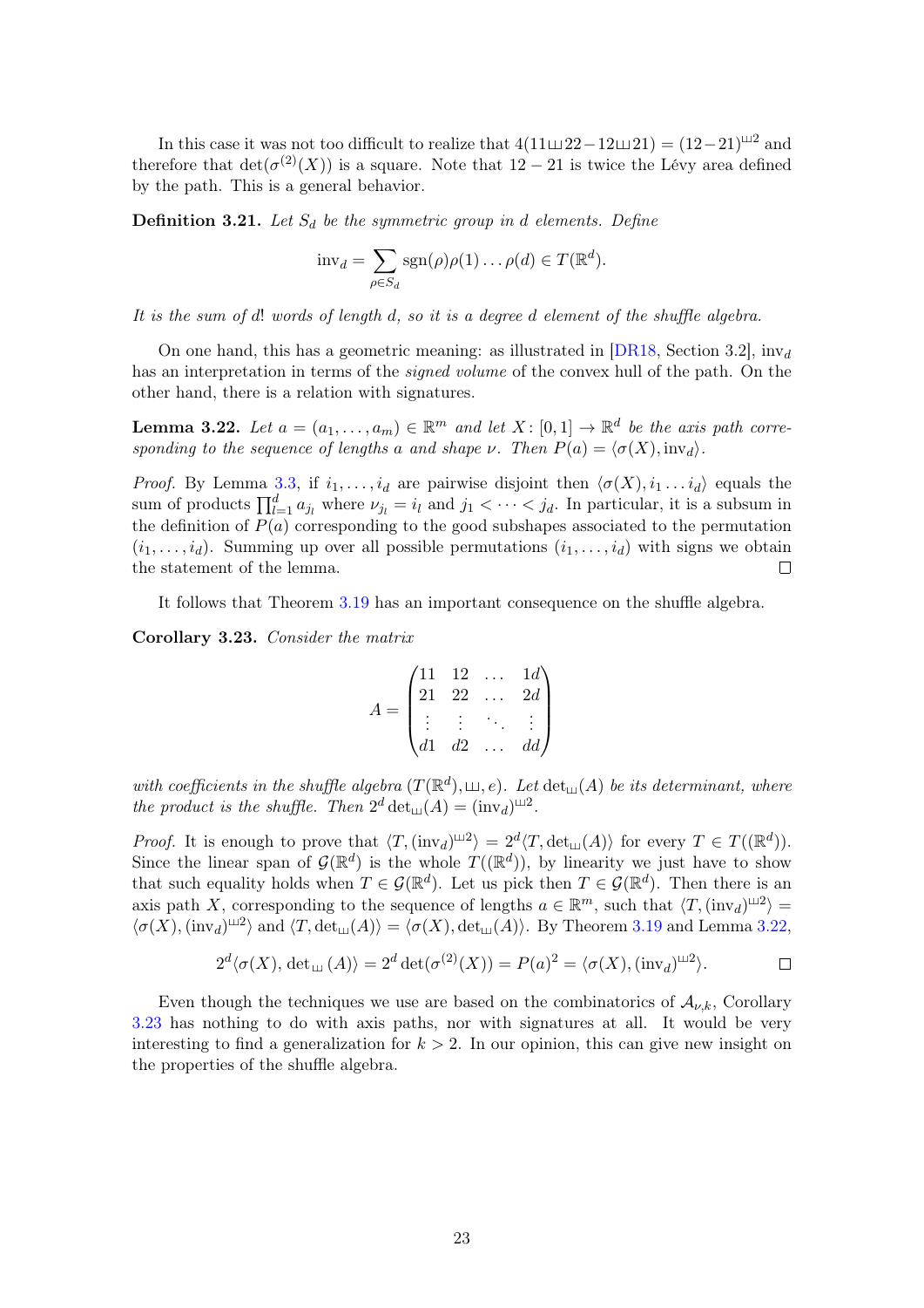In this case it was not too difficult to realize that $4(11 ⧢ 22 - 12 ⧢ 21) = (12-21)^{⧢ 2}$ and therefore that $\det(\sigma^{(2)}(X))$ is a square. Note that $12 - 21$ is twice the Lévy area defined by the path. This is a general behavior.

**Definition 3.21.** *Let $S_d$ be the symmetric group in $d$ elements. Define*

$$\mathrm{inv}_d = \sum_{\rho \in S_d} \mathrm{sgn}(\rho)\rho(1)\ldots\rho(d) \in T(\mathbb{R}^d).$$

*It is the sum of $d!$ words of length $d$, so it is a degree $d$ element of the shuffle algebra.*

On one hand, this has a geometric meaning: as illustrated in [DR18, Section 3.2], $\mathrm{inv}_d$ has an interpretation in terms of the *signed volume* of the convex hull of the path. On the other hand, there is a relation with signatures.

**Lemma 3.22.** *Let $a = (a_1, \ldots, a_m) \in \mathbb{R}^m$ and let $X : [0,1] \to \mathbb{R}^d$ be the axis path corresponding to the sequence of lengths $a$ and shape $\nu$. Then $P(a) = \langle \sigma(X), \mathrm{inv}_d \rangle$.*

*Proof.* By Lemma 3.3, if $i_1, \ldots, i_d$ are pairwise disjoint then $\langle \sigma(X), i_1 \ldots i_d \rangle$ equals the sum of products $\prod_{l=1}^{d} a_{j_l}$ where $\nu_{j_l} = i_l$ and $j_1 < \cdots < j_d$. In particular, it is a subsum in the definition of $P(a)$ corresponding to the good subshapes associated to the permutation $(i_1, \ldots, i_d)$. Summing up over all possible permutations $(i_1, \ldots, i_d)$ with signs we obtain the statement of the lemma. $\square$

It follows that Theorem 3.19 has an important consequence on the shuffle algebra.

**Corollary 3.23.** *Consider the matrix*

$$A = \begin{pmatrix} 11 & 12 & \ldots & 1d \\ 21 & 22 & \ldots & 2d \\ \vdots & \vdots & \ddots & \vdots \\ d1 & d2 & \ldots & dd \end{pmatrix}$$

*with coefficients in the shuffle algebra $(T(\mathbb{R}^d), ⧢, e)$. Let $\det_{⧢}(A)$ be its determinant, where the product is the shuffle. Then $2^d \det_{⧢}(A) = (\mathrm{inv}_d)^{⧢ 2}$.*

*Proof.* It is enough to prove that $\langle T, (\mathrm{inv}_d)^{⧢ 2} \rangle = 2^d \langle T, \det_{⧢}(A) \rangle$ for every $T \in T((\mathbb{R}^d))$. Since the linear span of $\mathcal{G}(\mathbb{R}^d)$ is the whole $T((\mathbb{R}^d))$, by linearity we just have to show that such equality holds when $T \in \mathcal{G}(\mathbb{R}^d)$. Let us pick then $T \in \mathcal{G}(\mathbb{R}^d)$. Then there is an axis path $X$, corresponding to the sequence of lengths $a \in \mathbb{R}^m$, such that $\langle T, (\mathrm{inv}_d)^{⧢ 2} \rangle = \langle \sigma(X), (\mathrm{inv}_d)^{⧢ 2} \rangle$ and $\langle T, \det_{⧢}(A) \rangle = \langle \sigma(X), \det_{⧢}(A) \rangle$. By Theorem 3.19 and Lemma 3.22,

$$2^d \langle \sigma(X), \det_{⧢}(A) \rangle = 2^d \det(\sigma^{(2)}(X)) = P(a)^2 = \langle \sigma(X), (\mathrm{inv}_d)^{⧢ 2} \rangle. \qquad \square$$

Even though the techniques we use are based on the combinatorics of $\mathcal{A}_{\nu,k}$, Corollary 3.23 has nothing to do with axis paths, nor with signatures at all. It would be very interesting to find a generalization for $k > 2$. In our opinion, this can give new insight on the properties of the shuffle algebra.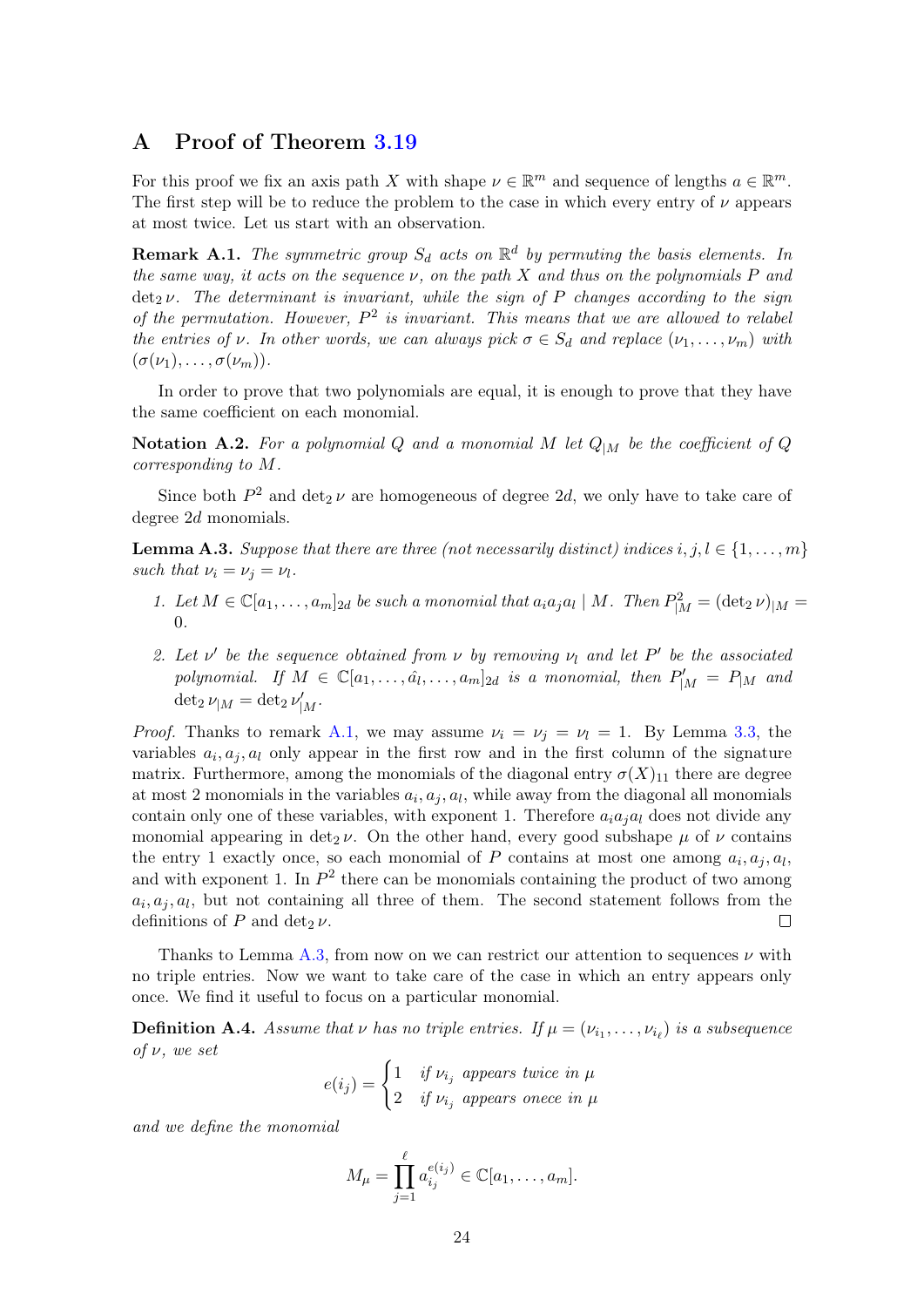# A Proof of Theorem 3.19

For this proof we fix an axis path $X$ with shape $\nu \in \mathbb{R}^m$ and sequence of lengths $a \in \mathbb{R}^m$. The first step will be to reduce the problem to the case in which every entry of $\nu$ appears at most twice. Let us start with an observation.

**Remark A.1.** *The symmetric group $S_d$ acts on $\mathbb{R}^d$ by permuting the basis elements. In the same way, it acts on the sequence $\nu$, on the path $X$ and thus on the polynomials $P$ and $\det_2 \nu$. The determinant is invariant, while the sign of $P$ changes according to the sign of the permutation. However, $P^2$ is invariant. This means that we are allowed to relabel the entries of $\nu$. In other words, we can always pick $\sigma \in S_d$ and replace $(\nu_1, \ldots, \nu_m)$ with $(\sigma(\nu_1), \ldots, \sigma(\nu_m))$.*

In order to prove that two polynomials are equal, it is enough to prove that they have the same coefficient on each monomial.

**Notation A.2.** *For a polynomial $Q$ and a monomial $M$ let $Q_{|M}$ be the coefficient of $Q$ corresponding to $M$.*

Since both $P^2$ and $\det_2 \nu$ are homogeneous of degree $2d$, we only have to take care of degree $2d$ monomials.

**Lemma A.3.** *Suppose that there are three (not necessarily distinct) indices $i, j, l \in \{1, \ldots, m\}$ such that $\nu_i = \nu_j = \nu_l$.*

1. *Let $M \in \mathbb{C}[a_1, \ldots, a_m]_{2d}$ be such a monomial that $a_i a_j a_l \mid M$. Then $P^2_{|M} = (\det_2 \nu)_{|M} = 0$.*
2. *Let $\nu'$ be the sequence obtained from $\nu$ by removing $\nu_l$ and let $P'$ be the associated polynomial. If $M \in \mathbb{C}[a_1, \ldots, \hat{a}_l, \ldots, a_m]_{2d}$ is a monomial, then $P'_{|M} = P_{|M}$ and $\det_2 \nu_{|M} = \det_2 \nu'_{|M}$.*

*Proof.* Thanks to remark A.1, we may assume $\nu_i = \nu_j = \nu_l = 1$. By Lemma 3.3, the variables $a_i, a_j, a_l$ only appear in the first row and in the first column of the signature matrix. Furthermore, among the monomials of the diagonal entry $\sigma(X)_{11}$ there are degree at most 2 monomials in the variables $a_i, a_j, a_l$, while away from the diagonal all monomials contain only one of these variables, with exponent 1. Therefore $a_i a_j a_l$ does not divide any monomial appearing in $\det_2 \nu$. On the other hand, every good subshape $\mu$ of $\nu$ contains the entry 1 exactly once, so each monomial of $P$ contains at most one among $a_i, a_j, a_l$, and with exponent 1. In $P^2$ there can be monomials containing the product of two among $a_i, a_j, a_l$, but not containing all three of them. The second statement follows from the definitions of $P$ and $\det_2 \nu$. $\square$

Thanks to Lemma A.3, from now on we can restrict our attention to sequences $\nu$ with no triple entries. Now we want to take care of the case in which an entry appears only once. We find it useful to focus on a particular monomial.

**Definition A.4.** *Assume that $\nu$ has no triple entries. If $\mu = (\nu_{i_1}, \ldots, \nu_{i_\ell})$ is a subsequence of $\nu$, we set*

$$e(i_j) = \begin{cases} 1 & \text{if } \nu_{i_j} \text{ appears twice in } \mu \\ 2 & \text{if } \nu_{i_j} \text{ appears onece in } \mu \end{cases}$$

*and we define the monomial*

$$M_\mu = \prod_{j=1}^{\ell} a_{i_j}^{e(i_j)} \in \mathbb{C}[a_1, \ldots, a_m].$$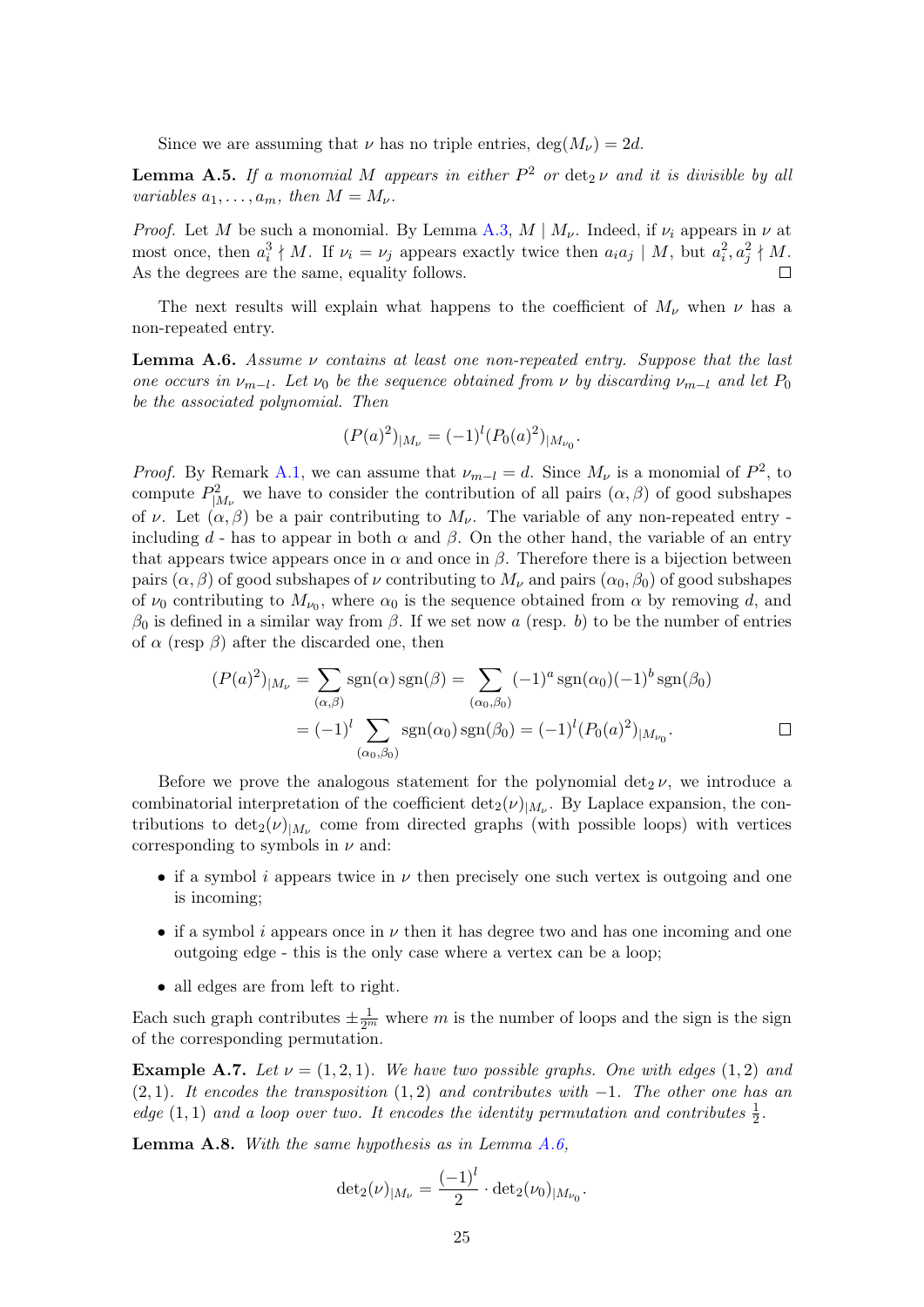Since we are assuming that $\nu$ has no triple entries, $\deg(M_\nu) = 2d$.

**Lemma A.5.** *If a monomial $M$ appears in either $P^2$ or $\det_2 \nu$ and it is divisible by all variables $a_1, \dots, a_m$, then $M = M_\nu$.*

*Proof.* Let $M$ be such a monomial. By Lemma A.3, $M \mid M_\nu$. Indeed, if $\nu_i$ appears in $\nu$ at most once, then $a_i^3 \nmid M$. If $\nu_i = \nu_j$ appears exactly twice then $a_i a_j \mid M$, but $a_i^2, a_j^2 \nmid M$. As the degrees are the same, equality follows. $\square$

The next results will explain what happens to the coefficient of $M_\nu$ when $\nu$ has a non-repeated entry.

**Lemma A.6.** *Assume $\nu$ contains at least one non-repeated entry. Suppose that the last one occurs in $\nu_{m-l}$. Let $\nu_0$ be the sequence obtained from $\nu$ by discarding $\nu_{m-l}$ and let $P_0$ be the associated polynomial. Then*

$$(P(a)^2)_{|M_\nu} = (-1)^l (P_0(a)^2)_{|M_{\nu_0}}.$$

*Proof.* By Remark A.1, we can assume that $\nu_{m-l} = d$. Since $M_\nu$ is a monomial of $P^2$, to compute $P^2_{|M_\nu}$ we have to consider the contribution of all pairs $(\alpha, \beta)$ of good subshapes of $\nu$. Let $(\alpha, \beta)$ be a pair contributing to $M_\nu$. The variable of any non-repeated entry - including $d$ - has to appear in both $\alpha$ and $\beta$. On the other hand, the variable of an entry that appears twice appears once in $\alpha$ and once in $\beta$. Therefore there is a bijection between pairs $(\alpha, \beta)$ of good subshapes of $\nu$ contributing to $M_\nu$ and pairs $(\alpha_0, \beta_0)$ of good subshapes of $\nu_0$ contributing to $M_{\nu_0}$, where $\alpha_0$ is the sequence obtained from $\alpha$ by removing $d$, and $\beta_0$ is defined in a similar way from $\beta$. If we set now $a$ (resp. $b$) to be the number of entries of $\alpha$ (resp $\beta$) after the discarded one, then

$$\begin{aligned}
(P(a)^2)_{|M_\nu} &= \sum_{(\alpha,\beta)} \operatorname{sgn}(\alpha)\operatorname{sgn}(\beta) = \sum_{(\alpha_0,\beta_0)} (-1)^a \operatorname{sgn}(\alpha_0)(-1)^b \operatorname{sgn}(\beta_0) \\
&= (-1)^l \sum_{(\alpha_0,\beta_0)} \operatorname{sgn}(\alpha_0)\operatorname{sgn}(\beta_0) = (-1)^l (P_0(a)^2)_{|M_{\nu_0}}.
\end{aligned}$$

$\square$

Before we prove the analogous statement for the polynomial $\det_2 \nu$, we introduce a combinatorial interpretation of the coefficient $\det_2(\nu)_{|M_\nu}$. By Laplace expansion, the contributions to $\det_2(\nu)_{|M_\nu}$ come from directed graphs (with possible loops) with vertices corresponding to symbols in $\nu$ and:

- if a symbol $i$ appears twice in $\nu$ then precisely one such vertex is outgoing and one is incoming;
- if a symbol $i$ appears once in $\nu$ then it has degree two and has one incoming and one outgoing edge - this is the only case where a vertex can be a loop;
- all edges are from left to right.

Each such graph contributes $\pm\frac{1}{2^m}$ where $m$ is the number of loops and the sign is the sign of the corresponding permutation.

**Example A.7.** *Let $\nu = (1, 2, 1)$. We have two possible graphs. One with edges $(1, 2)$ and $(2, 1)$. It encodes the transposition $(1, 2)$ and contributes with $-1$. The other one has an edge $(1, 1)$ and a loop over two. It encodes the identity permutation and contributes $\frac{1}{2}$.*

**Lemma A.8.** *With the same hypothesis as in Lemma A.6,*

$$\det_2(\nu)_{|M_\nu} = \frac{(-1)^l}{2} \cdot \det_2(\nu_0)_{|M_{\nu_0}}.$$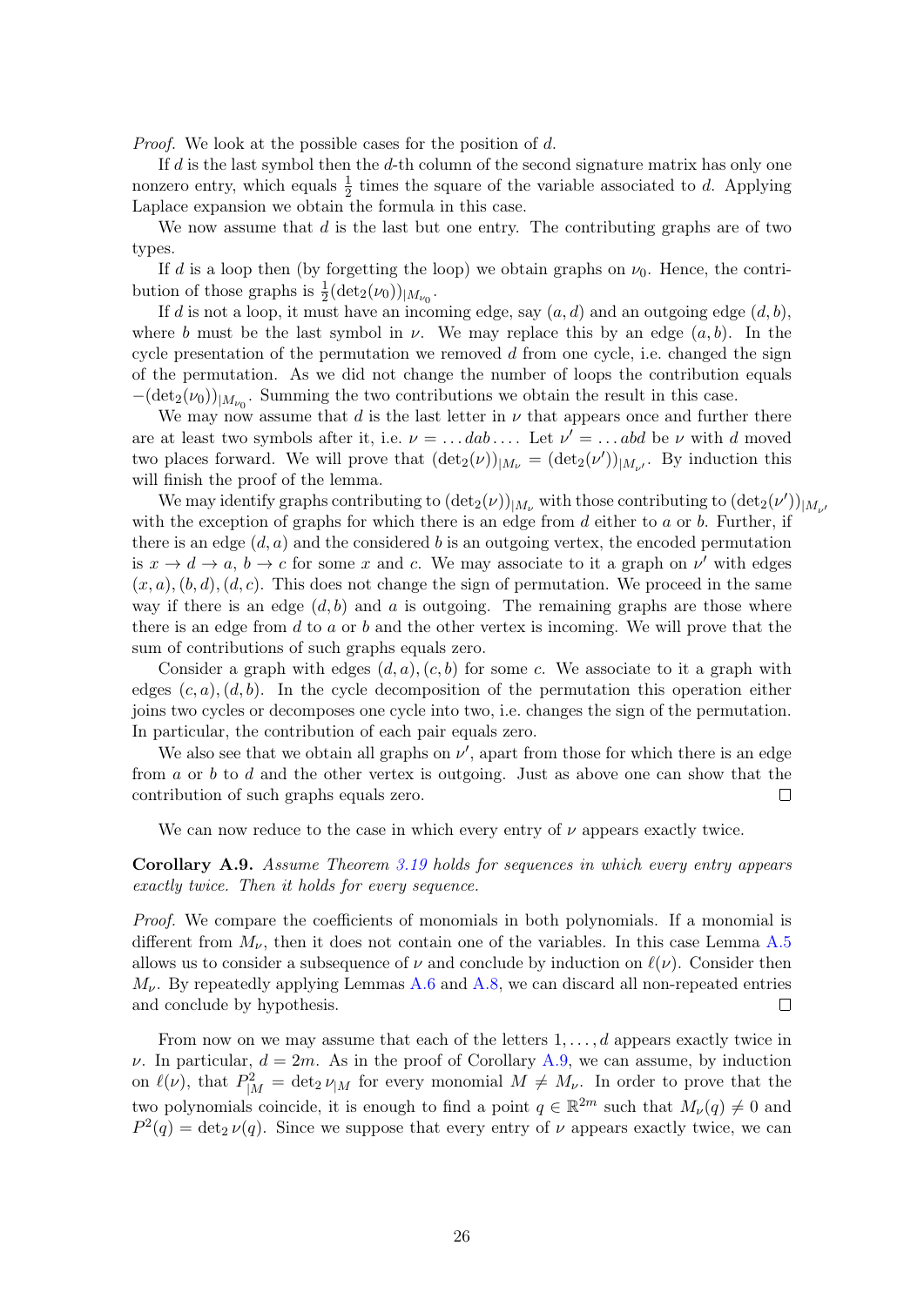*Proof.* We look at the possible cases for the position of $d$.

If $d$ is the last symbol then the $d$-th column of the second signature matrix has only one nonzero entry, which equals $\frac{1}{2}$ times the square of the variable associated to $d$. Applying Laplace expansion we obtain the formula in this case.

We now assume that $d$ is the last but one entry. The contributing graphs are of two types.

If $d$ is a loop then (by forgetting the loop) we obtain graphs on $\nu_0$. Hence, the contribution of those graphs is $\frac{1}{2}(\det_2(\nu_0))_{|M_{\nu_0}}$.

If $d$ is not a loop, it must have an incoming edge, say $(a, d)$ and an outgoing edge $(d, b)$, where $b$ must be the last symbol in $\nu$. We may replace this by an edge $(a, b)$. In the cycle presentation of the permutation we removed $d$ from one cycle, i.e. changed the sign of the permutation. As we did not change the number of loops the contribution equals $-(\det_2(\nu_0))_{|M_{\nu_0}}$. Summing the two contributions we obtain the result in this case.

We may now assume that $d$ is the last letter in $\nu$ that appears once and further there are at least two symbols after it, i.e. $\nu = \dots dab \dots$. Let $\nu' = \dots abd$ be $\nu$ with $d$ moved two places forward. We will prove that $(\det_2(\nu))_{|M_\nu} = (\det_2(\nu'))_{|M_{\nu'}}$. By induction this will finish the proof of the lemma.

We may identify graphs contributing to $(\det_2(\nu))_{|M_\nu}$ with those contributing to $(\det_2(\nu'))_{|M_{\nu'}}$ with the exception of graphs for which there is an edge from $d$ either to $a$ or $b$. Further, if there is an edge $(d, a)$ and the considered $b$ is an outgoing vertex, the encoded permutation is $x \to d \to a$, $b \to c$ for some $x$ and $c$. We may associate to it a graph on $\nu'$ with edges $(x, a), (b, d), (d, c)$. This does not change the sign of permutation. We proceed in the same way if there is an edge $(d, b)$ and $a$ is outgoing. The remaining graphs are those where there is an edge from $d$ to $a$ or $b$ and the other vertex is incoming. We will prove that the sum of contributions of such graphs equals zero.

Consider a graph with edges $(d, a), (c, b)$ for some $c$. We associate to it a graph with edges $(c, a), (d, b)$. In the cycle decomposition of the permutation this operation either joins two cycles or decomposes one cycle into two, i.e. changes the sign of the permutation. In particular, the contribution of each pair equals zero.

We also see that we obtain all graphs on $\nu'$, apart from those for which there is an edge from $a$ or $b$ to $d$ and the other vertex is outgoing. Just as above one can show that the contribution of such graphs equals zero. ◻

We can now reduce to the case in which every entry of $\nu$ appears exactly twice.

**Corollary A.9.** *Assume Theorem 3.19 holds for sequences in which every entry appears exactly twice. Then it holds for every sequence.*

*Proof.* We compare the coefficients of monomials in both polynomials. If a monomial is different from $M_\nu$, then it does not contain one of the variables. In this case Lemma A.5 allows us to consider a subsequence of $\nu$ and conclude by induction on $\ell(\nu)$. Consider then $M_\nu$. By repeatedly applying Lemmas A.6 and A.8, we can discard all non-repeated entries and conclude by hypothesis. ◻

From now on we may assume that each of the letters $1, \dots, d$ appears exactly twice in $\nu$. In particular, $d = 2m$. As in the proof of Corollary A.9, we can assume, by induction on $\ell(\nu)$, that $P^2_{|M} = \det_2 \nu_{|M}$ for every monomial $M \neq M_\nu$. In order to prove that the two polynomials coincide, it is enough to find a point $q \in \mathbb{R}^{2m}$ such that $M_\nu(q) \neq 0$ and $P^2(q) = \det_2 \nu(q)$. Since we suppose that every entry of $\nu$ appears exactly twice, we can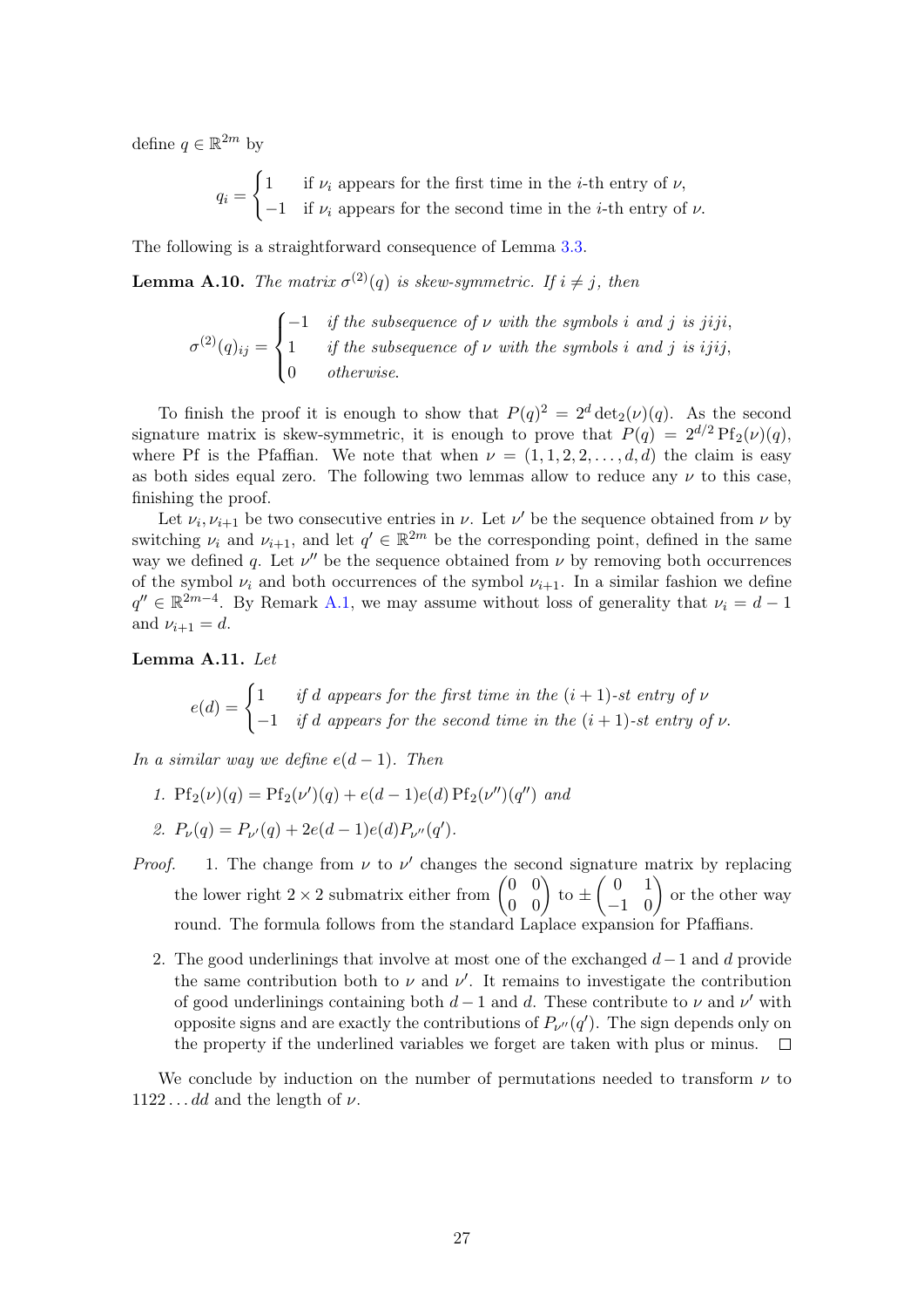define $q \in \mathbb{R}^{2m}$ by

$$q_i = \begin{cases} 1 & \text{if } \nu_i \text{ appears for the first time in the } i\text{-th entry of } \nu, \\ -1 & \text{if } \nu_i \text{ appears for the second time in the } i\text{-th entry of } \nu. \end{cases}$$

The following is a straightforward consequence of Lemma 3.3.

**Lemma A.10.** *The matrix $\sigma^{(2)}(q)$ is skew-symmetric. If $i \neq j$, then*

$$\sigma^{(2)}(q)_{ij} = \begin{cases} -1 & \text{if the subsequence of } \nu \text{ with the symbols } i \text{ and } j \text{ is } jiji, \\ 1 & \text{if the subsequence of } \nu \text{ with the symbols } i \text{ and } j \text{ is } ijij, \\ 0 & \text{otherwise.} \end{cases}$$

To finish the proof it is enough to show that $P(q)^2 = 2^d \det_2(\nu)(q)$. As the second signature matrix is skew-symmetric, it is enough to prove that $P(q) = 2^{d/2} \operatorname{Pf}_2(\nu)(q)$, where Pf is the Pfaffian. We note that when $\nu = (1, 1, 2, 2, \ldots, d, d)$ the claim is easy as both sides equal zero. The following two lemmas allow to reduce any $\nu$ to this case, finishing the proof.

Let $\nu_i, \nu_{i+1}$ be two consecutive entries in $\nu$. Let $\nu'$ be the sequence obtained from $\nu$ by switching $\nu_i$ and $\nu_{i+1}$, and let $q' \in \mathbb{R}^{2m}$ be the corresponding point, defined in the same way we defined $q$. Let $\nu''$ be the sequence obtained from $\nu$ by removing both occurrences of the symbol $\nu_i$ and both occurrences of the symbol $\nu_{i+1}$. In a similar fashion we define $q'' \in \mathbb{R}^{2m-4}$. By Remark A.1, we may assume without loss of generality that $\nu_i = d - 1$ and $\nu_{i+1} = d$.

**Lemma A.11.** *Let*

$$e(d) = \begin{cases} 1 & \text{if } d \text{ appears for the first time in the } (i+1)\text{-st entry of } \nu \\ -1 & \text{if } d \text{ appears for the second time in the } (i+1)\text{-st entry of } \nu. \end{cases}$$

*In a similar way we define $e(d-1)$. Then*

1. $\operatorname{Pf}_2(\nu)(q) = \operatorname{Pf}_2(\nu')(q) + e(d-1)e(d) \operatorname{Pf}_2(\nu'')(q'')$ *and*
2. $P_\nu(q) = P_{\nu'}(q) + 2e(d-1)e(d) P_{\nu''}(q')$.

*Proof.*

1. The change from $\nu$ to $\nu'$ changes the second signature matrix by replacing the lower right $2 \times 2$ submatrix either from $\begin{pmatrix} 0 & 0 \\ 0 & 0 \end{pmatrix}$ to $\pm \begin{pmatrix} 0 & 1 \\ -1 & 0 \end{pmatrix}$ or the other way round. The formula follows from the standard Laplace expansion for Pfaffians.

2. The good underlinings that involve at most one of the exchanged $d-1$ and $d$ provide the same contribution both to $\nu$ and $\nu'$. It remains to investigate the contribution of good underlinings containing both $d-1$ and $d$. These contribute to $\nu$ and $\nu'$ with opposite signs and are exactly the contributions of $P_{\nu''}(q')$. The sign depends only on the property if the underlined variables we forget are taken with plus or minus. $\square$

We conclude by induction on the number of permutations needed to transform $\nu$ to $1122 \ldots dd$ and the length of $\nu$.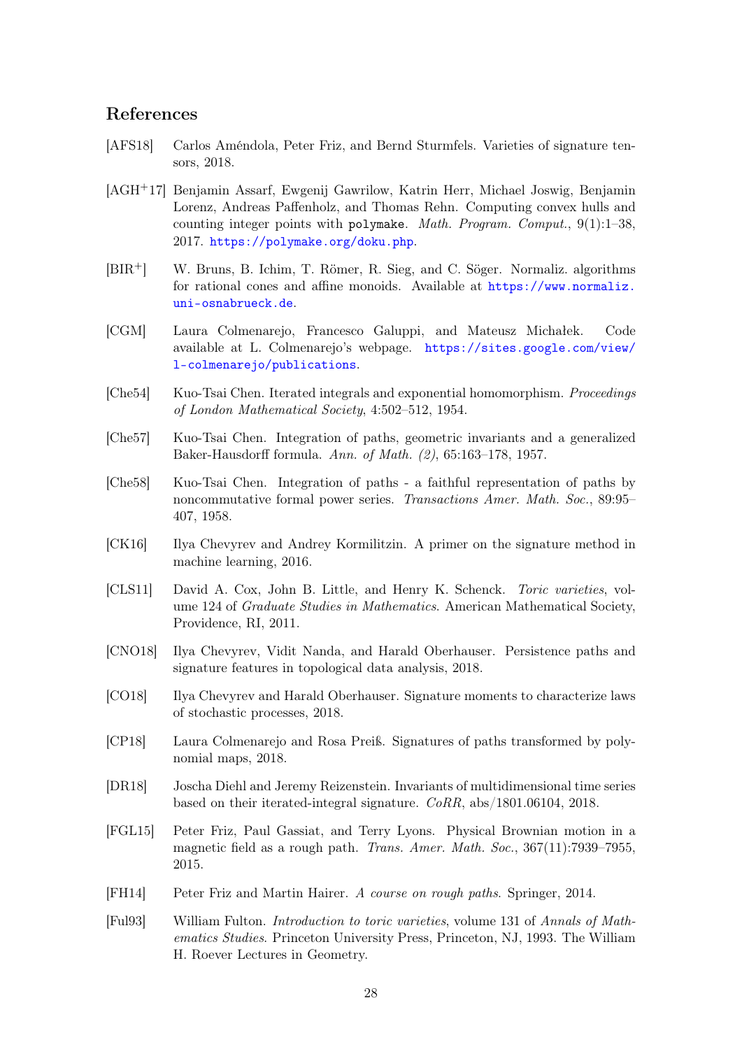## References

[AFS18] Carlos Améndola, Peter Friz, and Bernd Sturmfels. Varieties of signature tensors, 2018.

[AGH+17] Benjamin Assarf, Ewgenij Gawrilow, Katrin Herr, Michael Joswig, Benjamin Lorenz, Andreas Paffenholz, and Thomas Rehn. Computing convex hulls and counting integer points with `polymake`. *Math. Program. Comput.*, 9(1):1–38, 2017. https://polymake.org/doku.php.

[BIR+] W. Bruns, B. Ichim, T. Römer, R. Sieg, and C. Söger. Normaliz. algorithms for rational cones and affine monoids. Available at https://www.normaliz.uni-osnabrueck.de.

[CGM] Laura Colmenarejo, Francesco Galuppi, and Mateusz Michałek. Code available at L. Colmenarejo's webpage. https://sites.google.com/view/l-colmenarejo/publications.

[Che54] Kuo-Tsai Chen. Iterated integrals and exponential homomorphism. *Proceedings of London Mathematical Society*, 4:502–512, 1954.

[Che57] Kuo-Tsai Chen. Integration of paths, geometric invariants and a generalized Baker-Hausdorff formula. *Ann. of Math. (2)*, 65:163–178, 1957.

[Che58] Kuo-Tsai Chen. Integration of paths - a faithful representation of paths by noncommutative formal power series. *Transactions Amer. Math. Soc.*, 89:95–407, 1958.

[CK16] Ilya Chevyrev and Andrey Kormilitzin. A primer on the signature method in machine learning, 2016.

[CLS11] David A. Cox, John B. Little, and Henry K. Schenck. *Toric varieties*, volume 124 of *Graduate Studies in Mathematics*. American Mathematical Society, Providence, RI, 2011.

[CNO18] Ilya Chevyrev, Vidit Nanda, and Harald Oberhauser. Persistence paths and signature features in topological data analysis, 2018.

[CO18] Ilya Chevyrev and Harald Oberhauser. Signature moments to characterize laws of stochastic processes, 2018.

[CP18] Laura Colmenarejo and Rosa Preiß. Signatures of paths transformed by polynomial maps, 2018.

[DR18] Joscha Diehl and Jeremy Reizenstein. Invariants of multidimensional time series based on their iterated-integral signature. *CoRR*, abs/1801.06104, 2018.

[FGL15] Peter Friz, Paul Gassiat, and Terry Lyons. Physical Brownian motion in a magnetic field as a rough path. *Trans. Amer. Math. Soc.*, 367(11):7939–7955, 2015.

[FH14] Peter Friz and Martin Hairer. *A course on rough paths*. Springer, 2014.

[Ful93] William Fulton. *Introduction to toric varieties*, volume 131 of *Annals of Mathematics Studies*. Princeton University Press, Princeton, NJ, 1993. The William H. Roever Lectures in Geometry.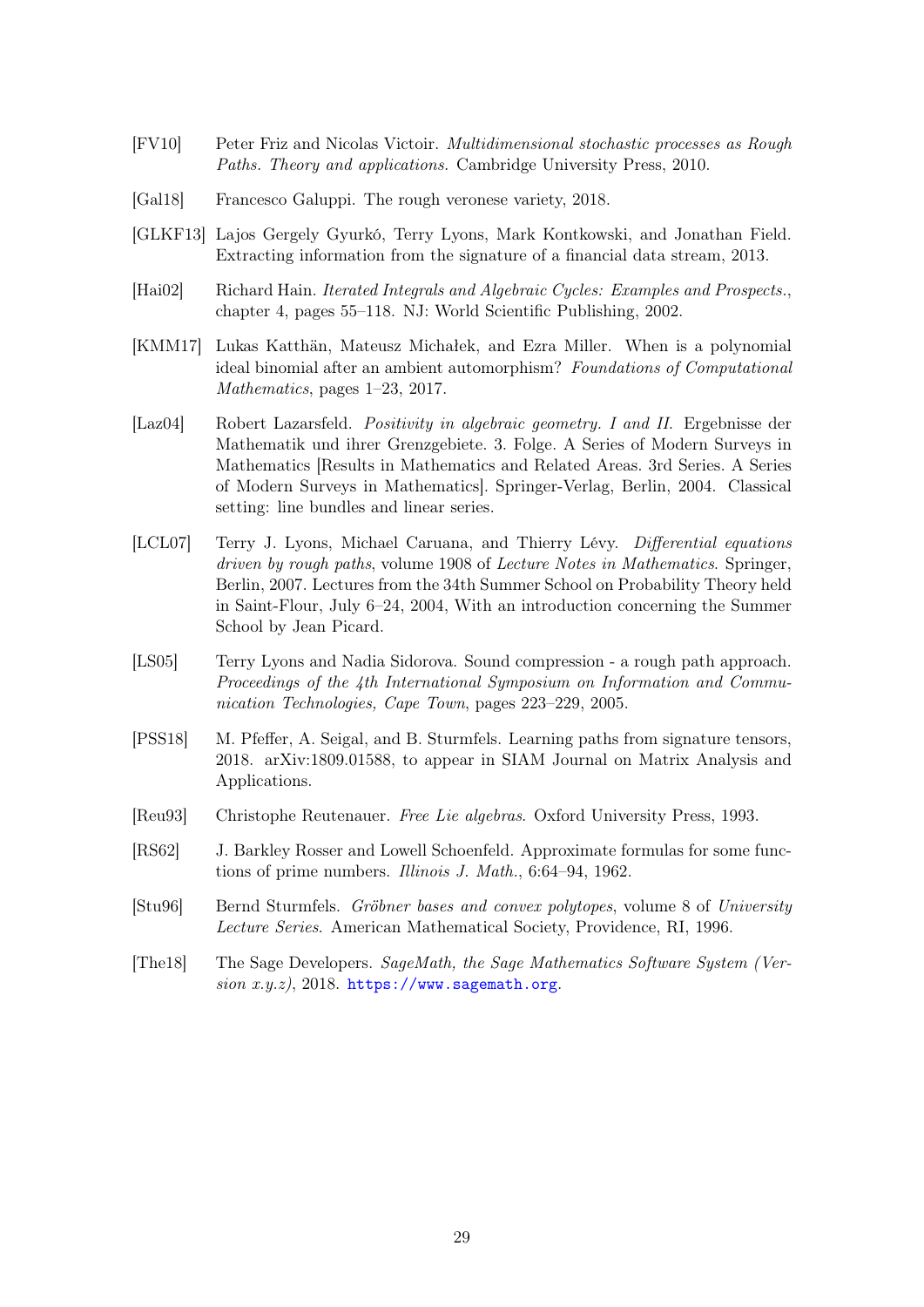[FV10] Peter Friz and Nicolas Victoir. *Multidimensional stochastic processes as Rough Paths. Theory and applications.* Cambridge University Press, 2010.

[Gal18] Francesco Galuppi. The rough veronese variety, 2018.

[GLKF13] Lajos Gergely Gyurkó, Terry Lyons, Mark Kontkowski, and Jonathan Field. Extracting information from the signature of a financial data stream, 2013.

[Hai02] Richard Hain. *Iterated Integrals and Algebraic Cycles: Examples and Prospects.*, chapter 4, pages 55–118. NJ: World Scientific Publishing, 2002.

[KMM17] Lukas Katthän, Mateusz Michałek, and Ezra Miller. When is a polynomial ideal binomial after an ambient automorphism? *Foundations of Computational Mathematics*, pages 1–23, 2017.

[Laz04] Robert Lazarsfeld. *Positivity in algebraic geometry. I and II.* Ergebnisse der Mathematik und ihrer Grenzgebiete. 3. Folge. A Series of Modern Surveys in Mathematics [Results in Mathematics and Related Areas. 3rd Series. A Series of Modern Surveys in Mathematics]. Springer-Verlag, Berlin, 2004. Classical setting: line bundles and linear series.

[LCL07] Terry J. Lyons, Michael Caruana, and Thierry Lévy. *Differential equations driven by rough paths*, volume 1908 of *Lecture Notes in Mathematics*. Springer, Berlin, 2007. Lectures from the 34th Summer School on Probability Theory held in Saint-Flour, July 6–24, 2004, With an introduction concerning the Summer School by Jean Picard.

[LS05] Terry Lyons and Nadia Sidorova. Sound compression - a rough path approach. *Proceedings of the 4th International Symposium on Information and Communication Technologies, Cape Town*, pages 223–229, 2005.

[PSS18] M. Pfeffer, A. Seigal, and B. Sturmfels. Learning paths from signature tensors, 2018. arXiv:1809.01588, to appear in SIAM Journal on Matrix Analysis and Applications.

[Reu93] Christophe Reutenauer. *Free Lie algebras*. Oxford University Press, 1993.

[RS62] J. Barkley Rosser and Lowell Schoenfeld. Approximate formulas for some functions of prime numbers. *Illinois J. Math.*, 6:64–94, 1962.

[Stu96] Bernd Sturmfels. *Gröbner bases and convex polytopes*, volume 8 of *University Lecture Series*. American Mathematical Society, Providence, RI, 1996.

[The18] The Sage Developers. *SageMath, the Sage Mathematics Software System (Version x.y.z)*, 2018. https://www.sagemath.org.